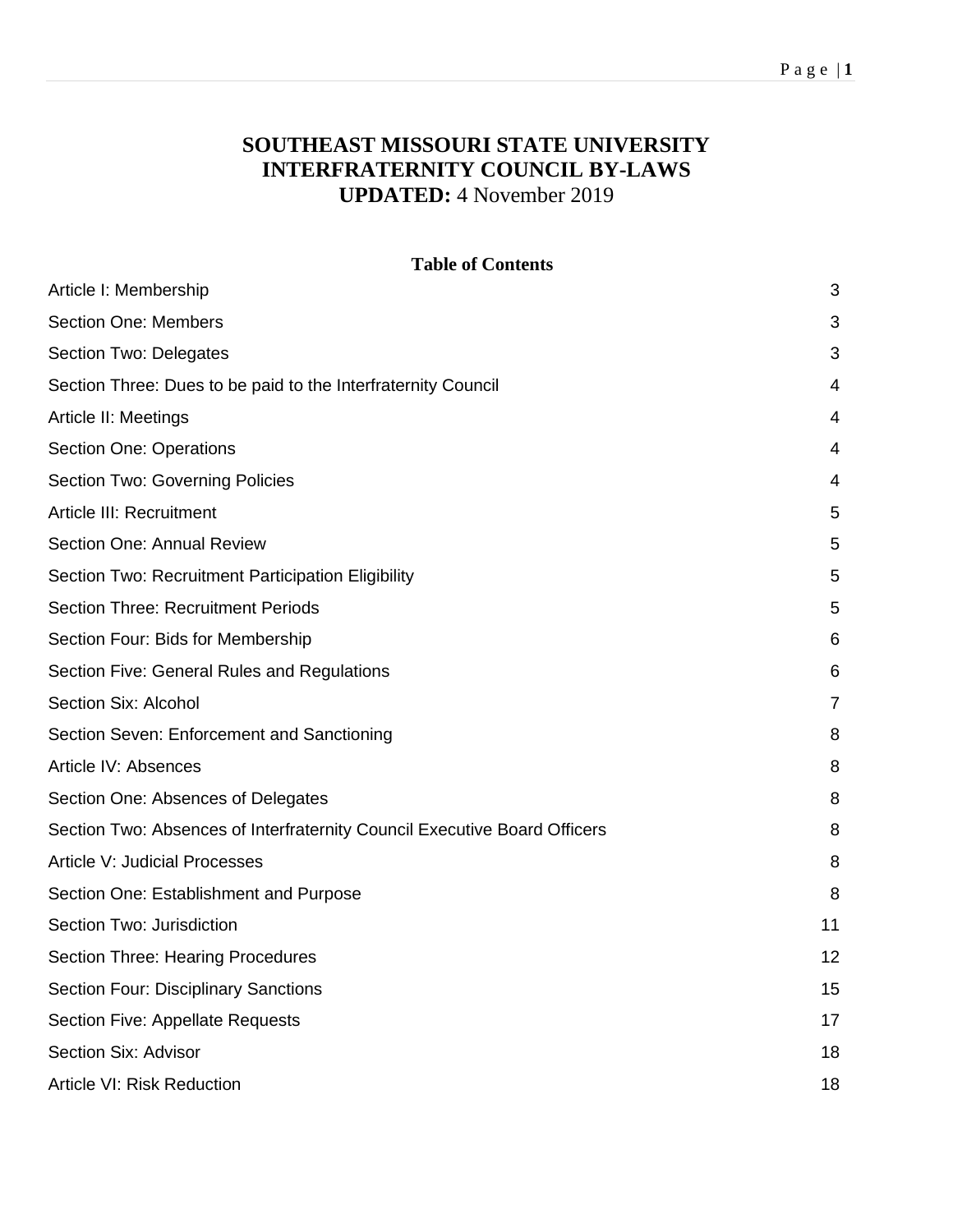# SOUTHEAST MISSOURI STATE UNIVERSITY
# INTERFRATERNITY COUNCIL BY-LAWS
**UPDATED:** 4 November 2019

**Table of Contents**

| | |
|---|---|
| Article I: Membership | 3 |
| Section One: Members | 3 |
| Section Two: Delegates | 3 |
| Section Three: Dues to be paid to the Interfraternity Council | 4 |
| Article II: Meetings | 4 |
| Section One: Operations | 4 |
| Section Two: Governing Policies | 4 |
| Article III: Recruitment | 5 |
| Section One: Annual Review | 5 |
| Section Two: Recruitment Participation Eligibility | 5 |
| Section Three: Recruitment Periods | 5 |
| Section Four: Bids for Membership | 6 |
| Section Five: General Rules and Regulations | 6 |
| Section Six: Alcohol | 7 |
| Section Seven: Enforcement and Sanctioning | 8 |
| Article IV: Absences | 8 |
| Section One: Absences of Delegates | 8 |
| Section Two: Absences of Interfraternity Council Executive Board Officers | 8 |
| Article V: Judicial Processes | 8 |
| Section One: Establishment and Purpose | 8 |
| Section Two: Jurisdiction | 11 |
| Section Three: Hearing Procedures | 12 |
| Section Four: Disciplinary Sanctions | 15 |
| Section Five: Appellate Requests | 17 |
| Section Six: Advisor | 18 |
| Article VI: Risk Reduction | 18 |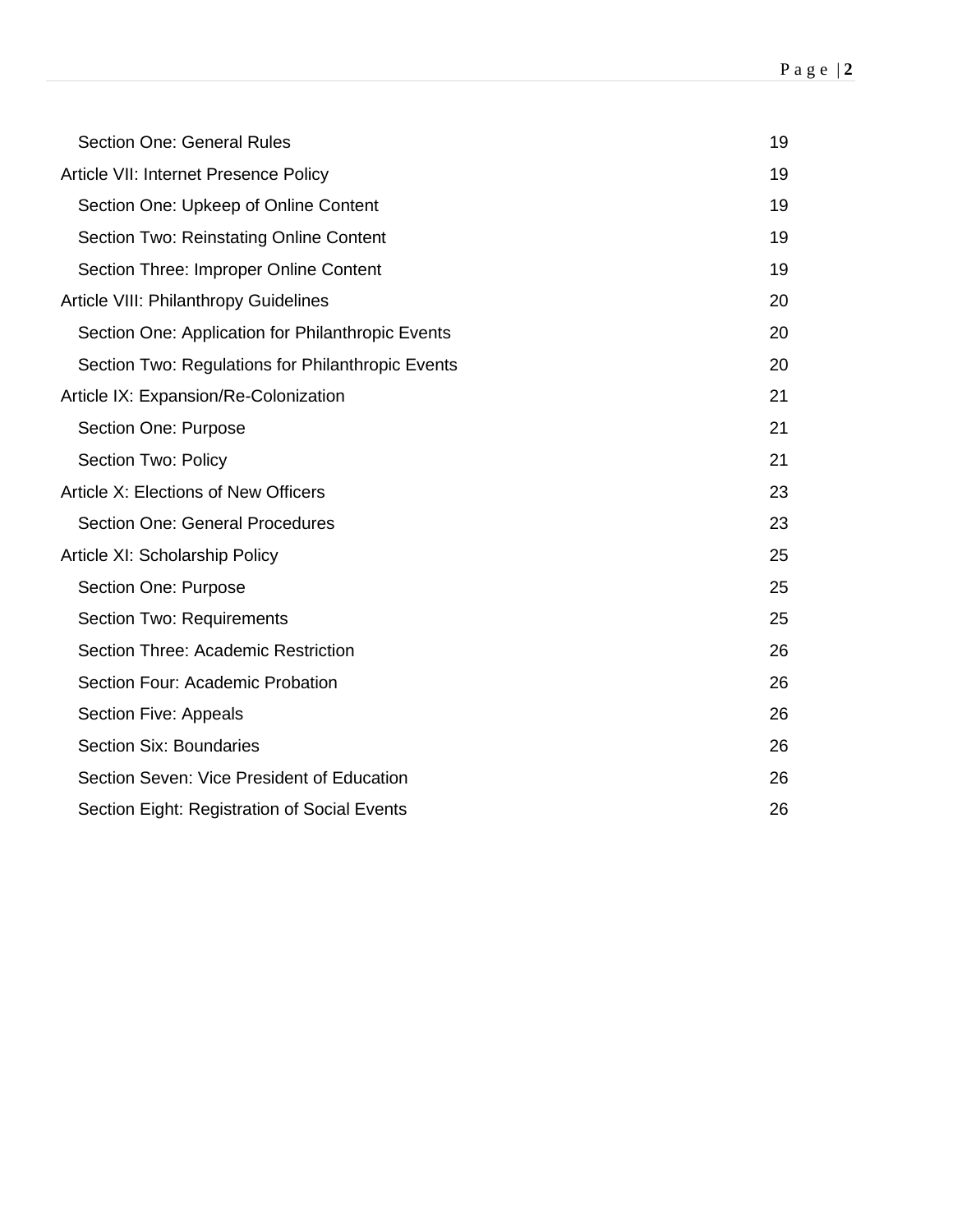| | |
|---|---|
| Section One: General Rules | 19 |
| Article VII: Internet Presence Policy | 19 |
| Section One: Upkeep of Online Content | 19 |
| Section Two: Reinstating Online Content | 19 |
| Section Three: Improper Online Content | 19 |
| Article VIII: Philanthropy Guidelines | 20 |
| Section One: Application for Philanthropic Events | 20 |
| Section Two: Regulations for Philanthropic Events | 20 |
| Article IX: Expansion/Re-Colonization | 21 |
| Section One: Purpose | 21 |
| Section Two: Policy | 21 |
| Article X: Elections of New Officers | 23 |
| Section One: General Procedures | 23 |
| Article XI: Scholarship Policy | 25 |
| Section One: Purpose | 25 |
| Section Two: Requirements | 25 |
| Section Three: Academic Restriction | 26 |
| Section Four: Academic Probation | 26 |
| Section Five: Appeals | 26 |
| Section Six: Boundaries | 26 |
| Section Seven: Vice President of Education | 26 |
| Section Eight: Registration of Social Events | 26 |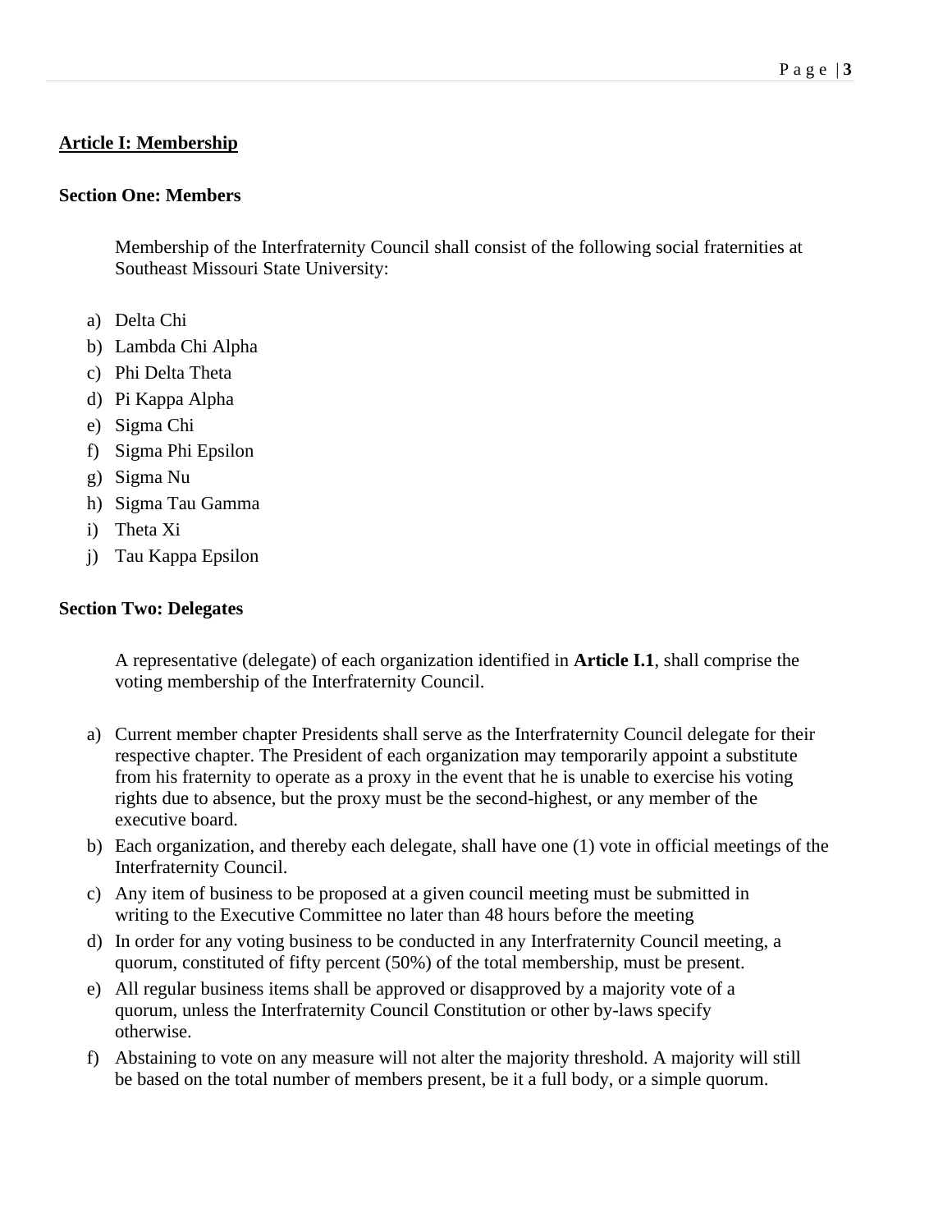## Article I: Membership

### Section One: Members

Membership of the Interfraternity Council shall consist of the following social fraternities at Southeast Missouri State University:

a) Delta Chi
b) Lambda Chi Alpha
c) Phi Delta Theta
d) Pi Kappa Alpha
e) Sigma Chi
f) Sigma Phi Epsilon
g) Sigma Nu
h) Sigma Tau Gamma
i) Theta Xi
j) Tau Kappa Epsilon

### Section Two: Delegates

A representative (delegate) of each organization identified in **Article I.1**, shall comprise the voting membership of the Interfraternity Council.

a) Current member chapter Presidents shall serve as the Interfraternity Council delegate for their respective chapter. The President of each organization may temporarily appoint a substitute from his fraternity to operate as a proxy in the event that he is unable to exercise his voting rights due to absence, but the proxy must be the second-highest, or any member of the executive board.
b) Each organization, and thereby each delegate, shall have one (1) vote in official meetings of the Interfraternity Council.
c) Any item of business to be proposed at a given council meeting must be submitted in writing to the Executive Committee no later than 48 hours before the meeting
d) In order for any voting business to be conducted in any Interfraternity Council meeting, a quorum, constituted of fifty percent (50%) of the total membership, must be present.
e) All regular business items shall be approved or disapproved by a majority vote of a quorum, unless the Interfraternity Council Constitution or other by-laws specify otherwise.
f) Abstaining to vote on any measure will not alter the majority threshold. A majority will still be based on the total number of members present, be it a full body, or a simple quorum.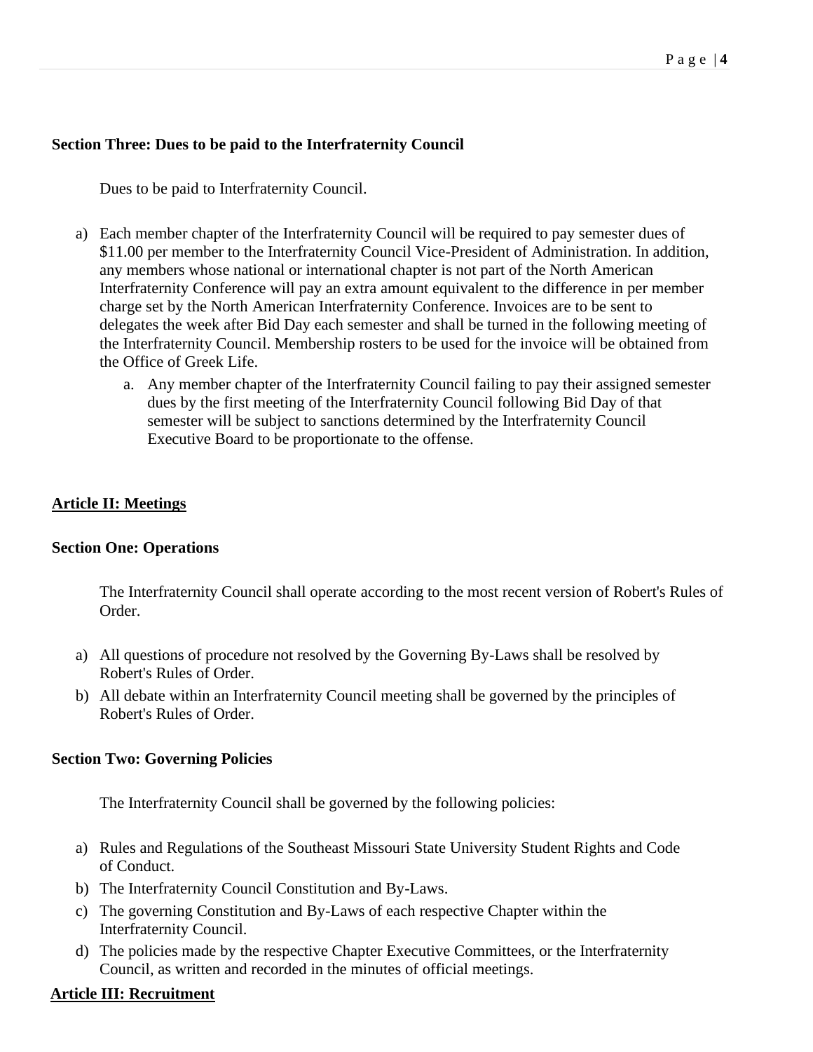**Section Three: Dues to be paid to the Interfraternity Council**

Dues to be paid to Interfraternity Council.

a) Each member chapter of the Interfraternity Council will be required to pay semester dues of $11.00 per member to the Interfraternity Council Vice-President of Administration. In addition, any members whose national or international chapter is not part of the North American Interfraternity Conference will pay an extra amount equivalent to the difference in per member charge set by the North American Interfraternity Conference. Invoices are to be sent to delegates the week after Bid Day each semester and shall be turned in the following meeting of the Interfraternity Council. Membership rosters to be used for the invoice will be obtained from the Office of Greek Life.
    a. Any member chapter of the Interfraternity Council failing to pay their assigned semester dues by the first meeting of the Interfraternity Council following Bid Day of that semester will be subject to sanctions determined by the Interfraternity Council Executive Board to be proportionate to the offense.

**Article II: Meetings**

**Section One: Operations**

The Interfraternity Council shall operate according to the most recent version of Robert's Rules of Order.

a) All questions of procedure not resolved by the Governing By-Laws shall be resolved by Robert's Rules of Order.
b) All debate within an Interfraternity Council meeting shall be governed by the principles of Robert's Rules of Order.

**Section Two: Governing Policies**

The Interfraternity Council shall be governed by the following policies:

a) Rules and Regulations of the Southeast Missouri State University Student Rights and Code of Conduct.
b) The Interfraternity Council Constitution and By-Laws.
c) The governing Constitution and By-Laws of each respective Chapter within the Interfraternity Council.
d) The policies made by the respective Chapter Executive Committees, or the Interfraternity Council, as written and recorded in the minutes of official meetings.

**Article III: Recruitment**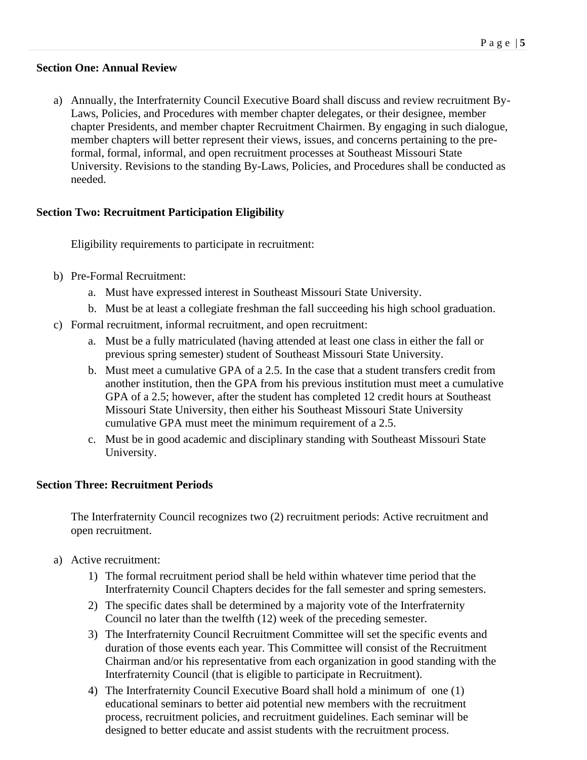**Section One: Annual Review**

a) Annually, the Interfraternity Council Executive Board shall discuss and review recruitment By-Laws, Policies, and Procedures with member chapter delegates, or their designee, member chapter Presidents, and member chapter Recruitment Chairmen. By engaging in such dialogue, member chapters will better represent their views, issues, and concerns pertaining to the pre-formal, formal, informal, and open recruitment processes at Southeast Missouri State University. Revisions to the standing By-Laws, Policies, and Procedures shall be conducted as needed.

**Section Two: Recruitment Participation Eligibility**

Eligibility requirements to participate in recruitment:

b) Pre-Formal Recruitment:
   a. Must have expressed interest in Southeast Missouri State University.
   b. Must be at least a collegiate freshman the fall succeeding his high school graduation.

c) Formal recruitment, informal recruitment, and open recruitment:
   a. Must be a fully matriculated (having attended at least one class in either the fall or previous spring semester) student of Southeast Missouri State University.
   b. Must meet a cumulative GPA of a 2.5. In the case that a student transfers credit from another institution, then the GPA from his previous institution must meet a cumulative GPA of a 2.5; however, after the student has completed 12 credit hours at Southeast Missouri State University, then either his Southeast Missouri State University cumulative GPA must meet the minimum requirement of a 2.5.
   c. Must be in good academic and disciplinary standing with Southeast Missouri State University.

**Section Three: Recruitment Periods**

The Interfraternity Council recognizes two (2) recruitment periods: Active recruitment and open recruitment.

a) Active recruitment:
   1) The formal recruitment period shall be held within whatever time period that the Interfraternity Council Chapters decides for the fall semester and spring semesters.
   2) The specific dates shall be determined by a majority vote of the Interfraternity Council no later than the twelfth (12) week of the preceding semester.
   3) The Interfraternity Council Recruitment Committee will set the specific events and duration of those events each year. This Committee will consist of the Recruitment Chairman and/or his representative from each organization in good standing with the Interfraternity Council (that is eligible to participate in Recruitment).
   4) The Interfraternity Council Executive Board shall hold a minimum of one (1) educational seminars to better aid potential new members with the recruitment process, recruitment policies, and recruitment guidelines. Each seminar will be designed to better educate and assist students with the recruitment process.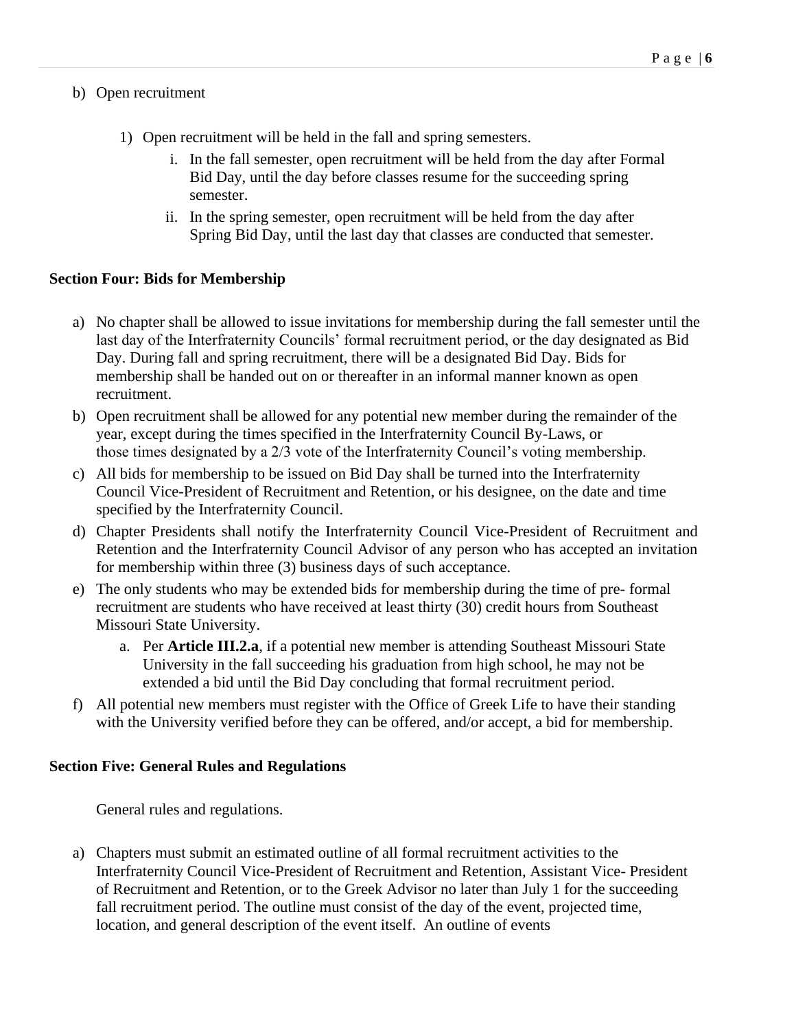b) Open recruitment

   1) Open recruitment will be held in the fall and spring semesters.
      i. In the fall semester, open recruitment will be held from the day after Formal Bid Day, until the day before classes resume for the succeeding spring semester.
      ii. In the spring semester, open recruitment will be held from the day after Spring Bid Day, until the last day that classes are conducted that semester.

### Section Four: Bids for Membership

a) No chapter shall be allowed to issue invitations for membership during the fall semester until the last day of the Interfraternity Councils' formal recruitment period, or the day designated as Bid Day. During fall and spring recruitment, there will be a designated Bid Day. Bids for membership shall be handed out on or thereafter in an informal manner known as open recruitment.

b) Open recruitment shall be allowed for any potential new member during the remainder of the year, except during the times specified in the Interfraternity Council By-Laws, or those times designated by a 2/3 vote of the Interfraternity Council's voting membership.

c) All bids for membership to be issued on Bid Day shall be turned into the Interfraternity Council Vice-President of Recruitment and Retention, or his designee, on the date and time specified by the Interfraternity Council.

d) Chapter Presidents shall notify the Interfraternity Council Vice-President of Recruitment and Retention and the Interfraternity Council Advisor of any person who has accepted an invitation for membership within three (3) business days of such acceptance.

e) The only students who may be extended bids for membership during the time of pre- formal recruitment are students who have received at least thirty (30) credit hours from Southeast Missouri State University.
   a. Per **Article III.2.a**, if a potential new member is attending Southeast Missouri State University in the fall succeeding his graduation from high school, he may not be extended a bid until the Bid Day concluding that formal recruitment period.

f) All potential new members must register with the Office of Greek Life to have their standing with the University verified before they can be offered, and/or accept, a bid for membership.

### Section Five: General Rules and Regulations

General rules and regulations.

a) Chapters must submit an estimated outline of all formal recruitment activities to the Interfraternity Council Vice-President of Recruitment and Retention, Assistant Vice- President of Recruitment and Retention, or to the Greek Advisor no later than July 1 for the succeeding fall recruitment period. The outline must consist of the day of the event, projected time, location, and general description of the event itself. An outline of events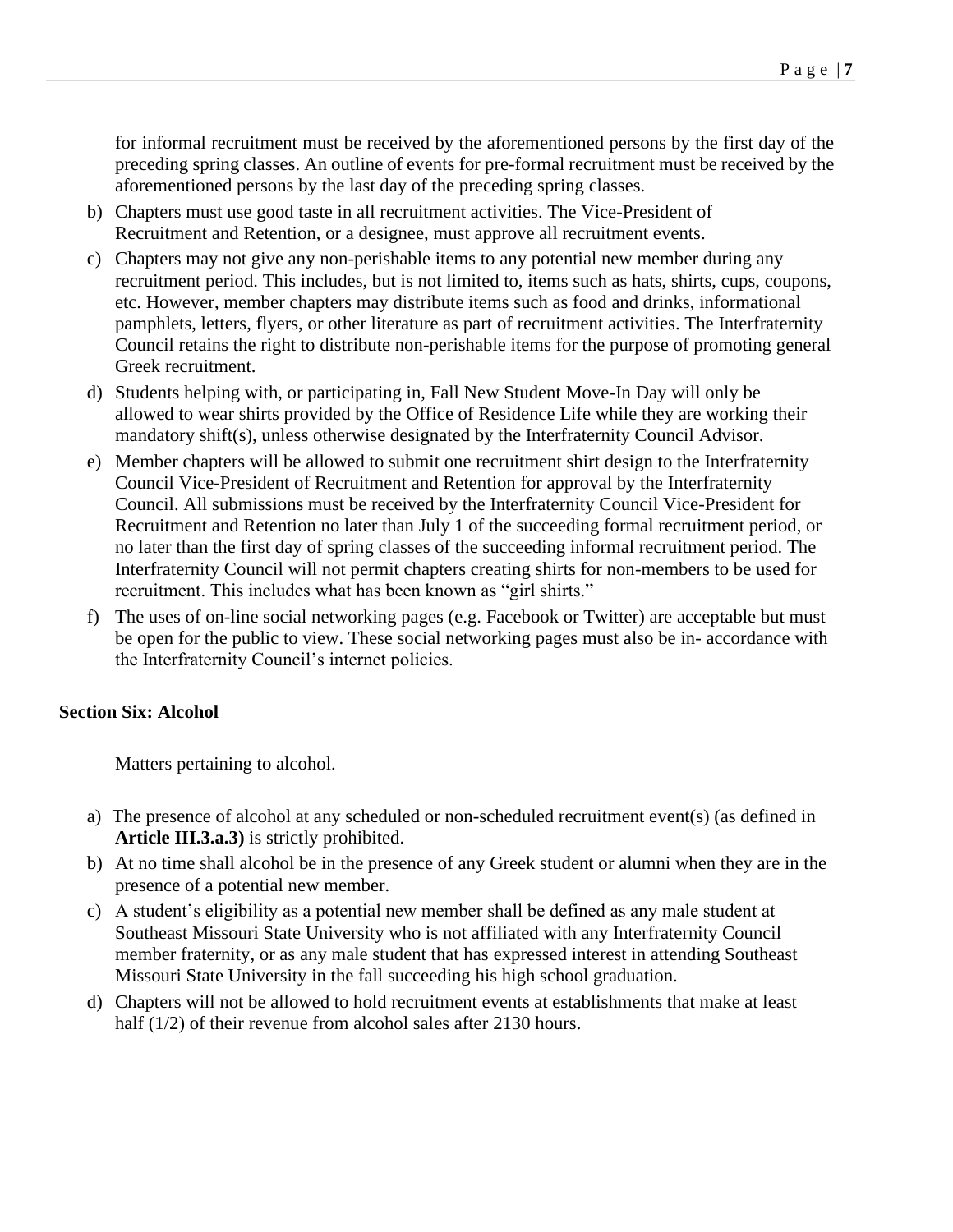for informal recruitment must be received by the aforementioned persons by the first day of the preceding spring classes. An outline of events for pre-formal recruitment must be received by the aforementioned persons by the last day of the preceding spring classes.

b) Chapters must use good taste in all recruitment activities. The Vice-President of Recruitment and Retention, or a designee, must approve all recruitment events.

c) Chapters may not give any non-perishable items to any potential new member during any recruitment period. This includes, but is not limited to, items such as hats, shirts, cups, coupons, etc. However, member chapters may distribute items such as food and drinks, informational pamphlets, letters, flyers, or other literature as part of recruitment activities. The Interfraternity Council retains the right to distribute non-perishable items for the purpose of promoting general Greek recruitment.

d) Students helping with, or participating in, Fall New Student Move-In Day will only be allowed to wear shirts provided by the Office of Residence Life while they are working their mandatory shift(s), unless otherwise designated by the Interfraternity Council Advisor.

e) Member chapters will be allowed to submit one recruitment shirt design to the Interfraternity Council Vice-President of Recruitment and Retention for approval by the Interfraternity Council. All submissions must be received by the Interfraternity Council Vice-President for Recruitment and Retention no later than July 1 of the succeeding formal recruitment period, or no later than the first day of spring classes of the succeeding informal recruitment period. The Interfraternity Council will not permit chapters creating shirts for non-members to be used for recruitment. This includes what has been known as "girl shirts."

f) The uses of on-line social networking pages (e.g. Facebook or Twitter) are acceptable but must be open for the public to view. These social networking pages must also be in- accordance with the Interfraternity Council's internet policies.

**Section Six: Alcohol**

Matters pertaining to alcohol.

a) The presence of alcohol at any scheduled or non-scheduled recruitment event(s) (as defined in **Article III.3.a.3)** is strictly prohibited.

b) At no time shall alcohol be in the presence of any Greek student or alumni when they are in the presence of a potential new member.

c) A student's eligibility as a potential new member shall be defined as any male student at Southeast Missouri State University who is not affiliated with any Interfraternity Council member fraternity, or as any male student that has expressed interest in attending Southeast Missouri State University in the fall succeeding his high school graduation.

d) Chapters will not be allowed to hold recruitment events at establishments that make at least half (1/2) of their revenue from alcohol sales after 2130 hours.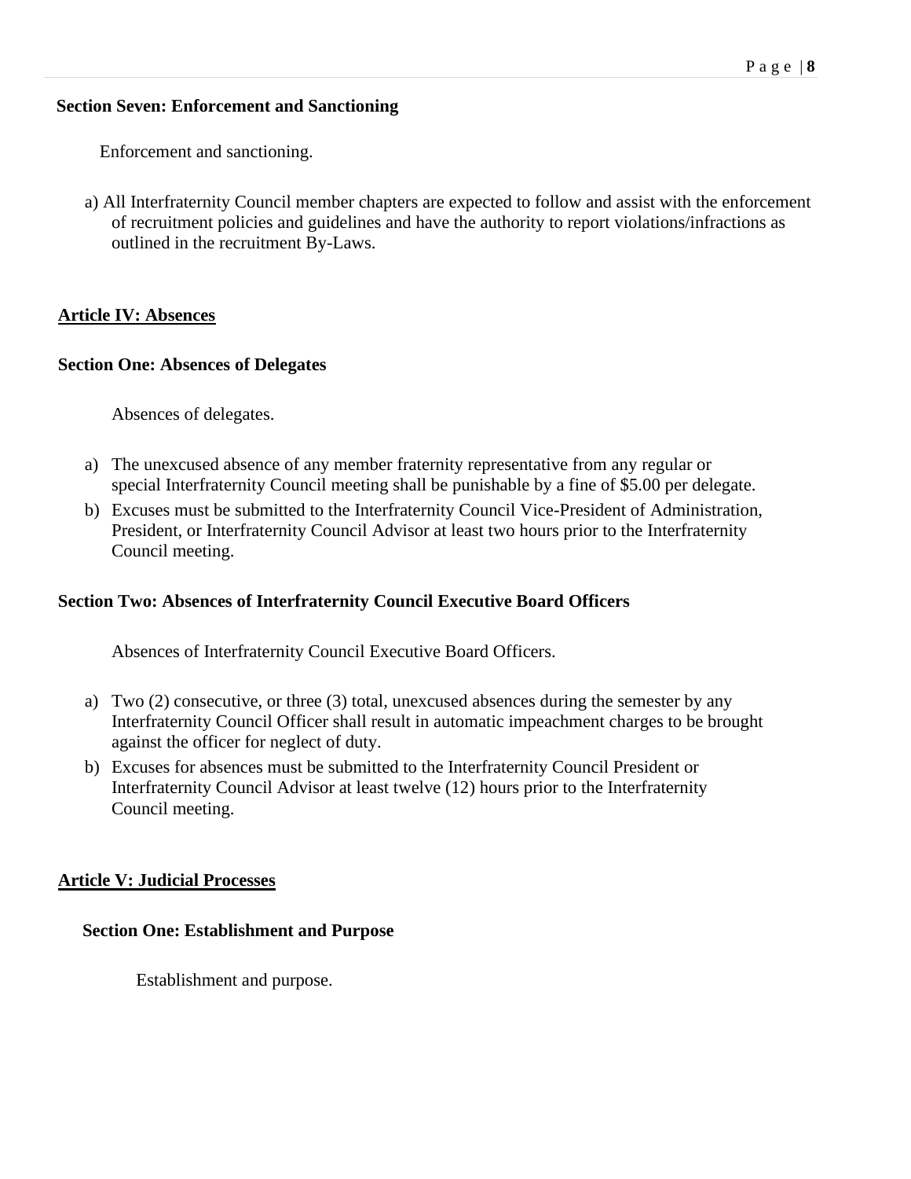**Section Seven: Enforcement and Sanctioning**

Enforcement and sanctioning.

a) All Interfraternity Council member chapters are expected to follow and assist with the enforcement of recruitment policies and guidelines and have the authority to report violations/infractions as outlined in the recruitment By-Laws.

## Article IV: Absences

**Section One: Absences of Delegates**

Absences of delegates.

a) The unexcused absence of any member fraternity representative from any regular or special Interfraternity Council meeting shall be punishable by a fine of $5.00 per delegate.
b) Excuses must be submitted to the Interfraternity Council Vice-President of Administration, President, or Interfraternity Council Advisor at least two hours prior to the Interfraternity Council meeting.

**Section Two: Absences of Interfraternity Council Executive Board Officers**

Absences of Interfraternity Council Executive Board Officers.

a) Two (2) consecutive, or three (3) total, unexcused absences during the semester by any Interfraternity Council Officer shall result in automatic impeachment charges to be brought against the officer for neglect of duty.
b) Excuses for absences must be submitted to the Interfraternity Council President or Interfraternity Council Advisor at least twelve (12) hours prior to the Interfraternity Council meeting.

## Article V: Judicial Processes

**Section One: Establishment and Purpose**

Establishment and purpose.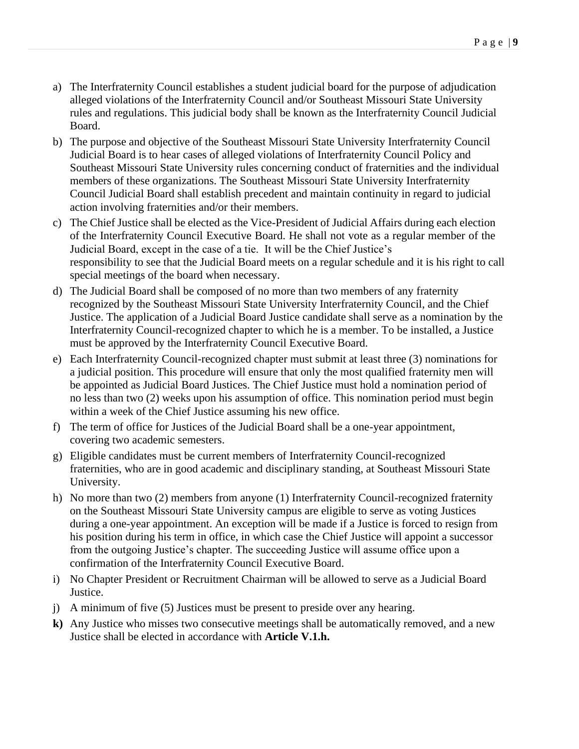a) The Interfraternity Council establishes a student judicial board for the purpose of adjudication alleged violations of the Interfraternity Council and/or Southeast Missouri State University rules and regulations. This judicial body shall be known as the Interfraternity Council Judicial Board.
b) The purpose and objective of the Southeast Missouri State University Interfraternity Council Judicial Board is to hear cases of alleged violations of Interfraternity Council Policy and Southeast Missouri State University rules concerning conduct of fraternities and the individual members of these organizations. The Southeast Missouri State University Interfraternity Council Judicial Board shall establish precedent and maintain continuity in regard to judicial action involving fraternities and/or their members.
c) The Chief Justice shall be elected as the Vice-President of Judicial Affairs during each election of the Interfraternity Council Executive Board. He shall not vote as a regular member of the Judicial Board, except in the case of a tie. It will be the Chief Justice's responsibility to see that the Judicial Board meets on a regular schedule and it is his right to call special meetings of the board when necessary.
d) The Judicial Board shall be composed of no more than two members of any fraternity recognized by the Southeast Missouri State University Interfraternity Council, and the Chief Justice. The application of a Judicial Board Justice candidate shall serve as a nomination by the Interfraternity Council-recognized chapter to which he is a member. To be installed, a Justice must be approved by the Interfraternity Council Executive Board.
e) Each Interfraternity Council-recognized chapter must submit at least three (3) nominations for a judicial position. This procedure will ensure that only the most qualified fraternity men will be appointed as Judicial Board Justices. The Chief Justice must hold a nomination period of no less than two (2) weeks upon his assumption of office. This nomination period must begin within a week of the Chief Justice assuming his new office.
f) The term of office for Justices of the Judicial Board shall be a one-year appointment, covering two academic semesters.
g) Eligible candidates must be current members of Interfraternity Council-recognized fraternities, who are in good academic and disciplinary standing, at Southeast Missouri State University.
h) No more than two (2) members from anyone (1) Interfraternity Council-recognized fraternity on the Southeast Missouri State University campus are eligible to serve as voting Justices during a one-year appointment. An exception will be made if a Justice is forced to resign from his position during his term in office, in which case the Chief Justice will appoint a successor from the outgoing Justice's chapter. The succeeding Justice will assume office upon a confirmation of the Interfraternity Council Executive Board.
i) No Chapter President or Recruitment Chairman will be allowed to serve as a Judicial Board Justice.
j) A minimum of five (5) Justices must be present to preside over any hearing.
**k)** Any Justice who misses two consecutive meetings shall be automatically removed, and a new Justice shall be elected in accordance with **Article V.1.h.**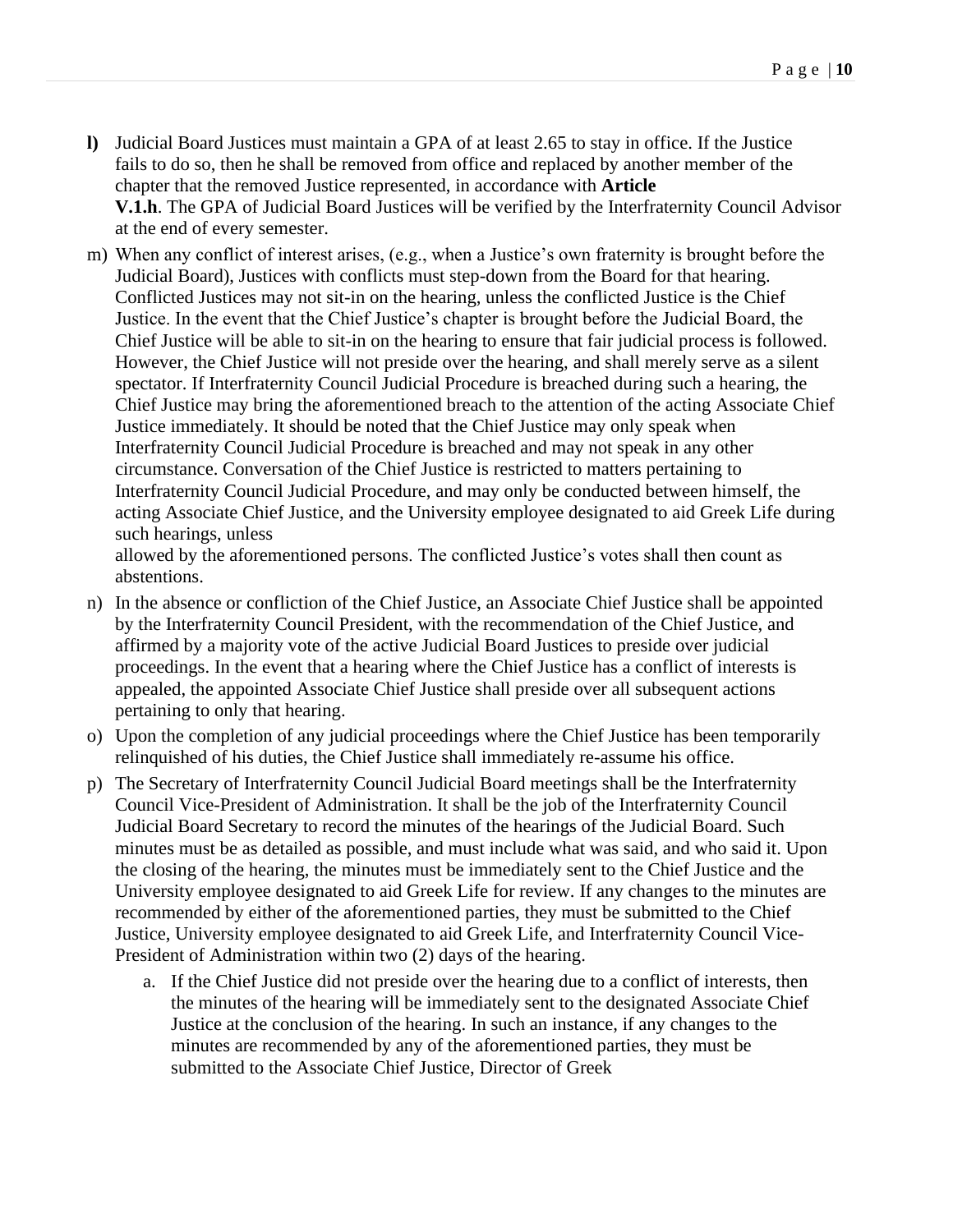**l)** Judicial Board Justices must maintain a GPA of at least 2.65 to stay in office. If the Justice fails to do so, then he shall be removed from office and replaced by another member of the chapter that the removed Justice represented, in accordance with **Article V.1.h**. The GPA of Judicial Board Justices will be verified by the Interfraternity Council Advisor at the end of every semester.

m) When any conflict of interest arises, (e.g., when a Justice's own fraternity is brought before the Judicial Board), Justices with conflicts must step-down from the Board for that hearing. Conflicted Justices may not sit-in on the hearing, unless the conflicted Justice is the Chief Justice. In the event that the Chief Justice's chapter is brought before the Judicial Board, the Chief Justice will be able to sit-in on the hearing to ensure that fair judicial process is followed. However, the Chief Justice will not preside over the hearing, and shall merely serve as a silent spectator. If Interfraternity Council Judicial Procedure is breached during such a hearing, the Chief Justice may bring the aforementioned breach to the attention of the acting Associate Chief Justice immediately. It should be noted that the Chief Justice may only speak when Interfraternity Council Judicial Procedure is breached and may not speak in any other circumstance. Conversation of the Chief Justice is restricted to matters pertaining to Interfraternity Council Judicial Procedure, and may only be conducted between himself, the acting Associate Chief Justice, and the University employee designated to aid Greek Life during such hearings, unless allowed by the aforementioned persons. The conflicted Justice's votes shall then count as abstentions.

n) In the absence or confliction of the Chief Justice, an Associate Chief Justice shall be appointed by the Interfraternity Council President, with the recommendation of the Chief Justice, and affirmed by a majority vote of the active Judicial Board Justices to preside over judicial proceedings. In the event that a hearing where the Chief Justice has a conflict of interests is appealed, the appointed Associate Chief Justice shall preside over all subsequent actions pertaining to only that hearing.

o) Upon the completion of any judicial proceedings where the Chief Justice has been temporarily relinquished of his duties, the Chief Justice shall immediately re-assume his office.

p) The Secretary of Interfraternity Council Judicial Board meetings shall be the Interfraternity Council Vice-President of Administration. It shall be the job of the Interfraternity Council Judicial Board Secretary to record the minutes of the hearings of the Judicial Board. Such minutes must be as detailed as possible, and must include what was said, and who said it. Upon the closing of the hearing, the minutes must be immediately sent to the Chief Justice and the University employee designated to aid Greek Life for review. If any changes to the minutes are recommended by either of the aforementioned parties, they must be submitted to the Chief Justice, University employee designated to aid Greek Life, and Interfraternity Council Vice-President of Administration within two (2) days of the hearing.

   a. If the Chief Justice did not preside over the hearing due to a conflict of interests, then the minutes of the hearing will be immediately sent to the designated Associate Chief Justice at the conclusion of the hearing. In such an instance, if any changes to the minutes are recommended by any of the aforementioned parties, they must be submitted to the Associate Chief Justice, Director of Greek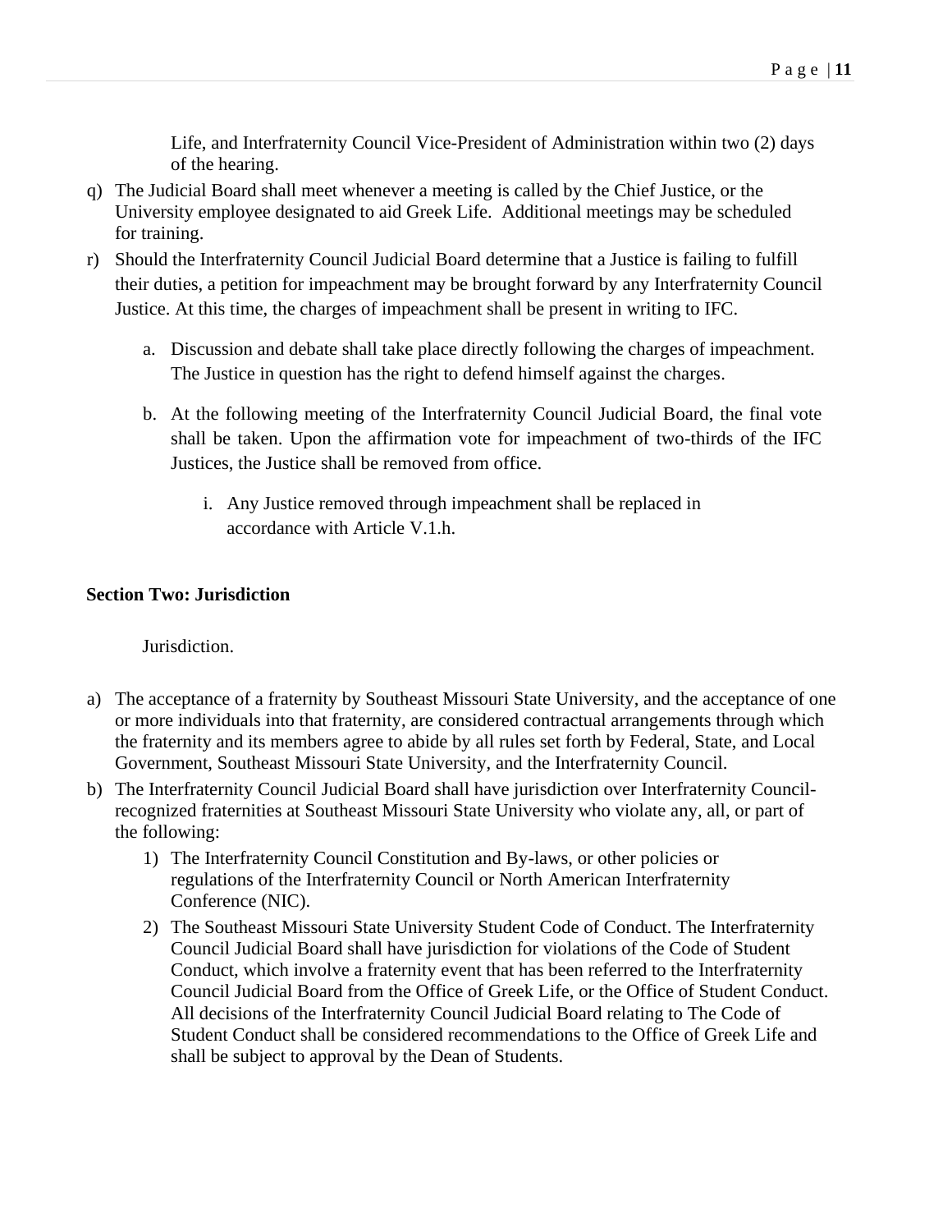Life, and Interfraternity Council Vice-President of Administration within two (2) days of the hearing.

q) The Judicial Board shall meet whenever a meeting is called by the Chief Justice, or the University employee designated to aid Greek Life. Additional meetings may be scheduled for training.

r) Should the Interfraternity Council Judicial Board determine that a Justice is failing to fulfill their duties, a petition for impeachment may be brought forward by any Interfraternity Council Justice. At this time, the charges of impeachment shall be present in writing to IFC.

   a. Discussion and debate shall take place directly following the charges of impeachment. The Justice in question has the right to defend himself against the charges.

   b. At the following meeting of the Interfraternity Council Judicial Board, the final vote shall be taken. Upon the affirmation vote for impeachment of two-thirds of the IFC Justices, the Justice shall be removed from office.

      i. Any Justice removed through impeachment shall be replaced in accordance with Article V.1.h.

**Section Two: Jurisdiction**

Jurisdiction.

a) The acceptance of a fraternity by Southeast Missouri State University, and the acceptance of one or more individuals into that fraternity, are considered contractual arrangements through which the fraternity and its members agree to abide by all rules set forth by Federal, State, and Local Government, Southeast Missouri State University, and the Interfraternity Council.

b) The Interfraternity Council Judicial Board shall have jurisdiction over Interfraternity Council-recognized fraternities at Southeast Missouri State University who violate any, all, or part of the following:

   1) The Interfraternity Council Constitution and By-laws, or other policies or regulations of the Interfraternity Council or North American Interfraternity Conference (NIC).

   2) The Southeast Missouri State University Student Code of Conduct. The Interfraternity Council Judicial Board shall have jurisdiction for violations of the Code of Student Conduct, which involve a fraternity event that has been referred to the Interfraternity Council Judicial Board from the Office of Greek Life, or the Office of Student Conduct. All decisions of the Interfraternity Council Judicial Board relating to The Code of Student Conduct shall be considered recommendations to the Office of Greek Life and shall be subject to approval by the Dean of Students.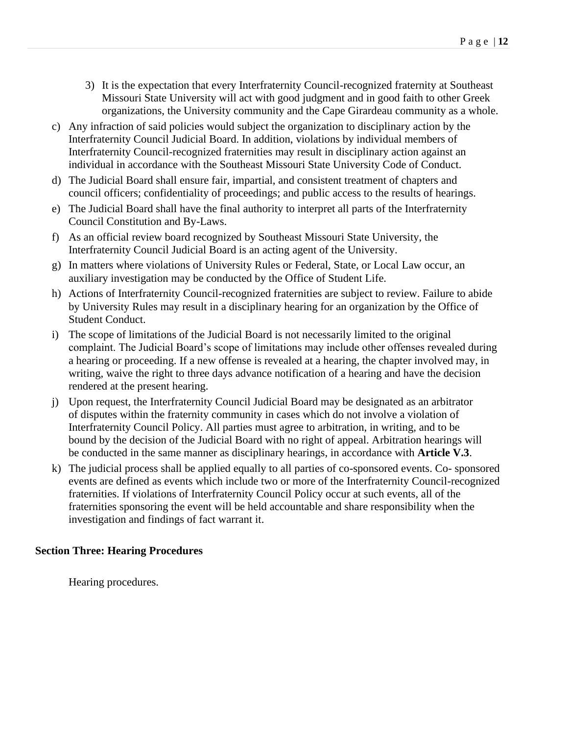3) It is the expectation that every Interfraternity Council-recognized fraternity at Southeast Missouri State University will act with good judgment and in good faith to other Greek organizations, the University community and the Cape Girardeau community as a whole.

c) Any infraction of said policies would subject the organization to disciplinary action by the Interfraternity Council Judicial Board. In addition, violations by individual members of Interfraternity Council-recognized fraternities may result in disciplinary action against an individual in accordance with the Southeast Missouri State University Code of Conduct.

d) The Judicial Board shall ensure fair, impartial, and consistent treatment of chapters and council officers; confidentiality of proceedings; and public access to the results of hearings.

e) The Judicial Board shall have the final authority to interpret all parts of the Interfraternity Council Constitution and By-Laws.

f) As an official review board recognized by Southeast Missouri State University, the Interfraternity Council Judicial Board is an acting agent of the University.

g) In matters where violations of University Rules or Federal, State, or Local Law occur, an auxiliary investigation may be conducted by the Office of Student Life.

h) Actions of Interfraternity Council-recognized fraternities are subject to review. Failure to abide by University Rules may result in a disciplinary hearing for an organization by the Office of Student Conduct.

i) The scope of limitations of the Judicial Board is not necessarily limited to the original complaint. The Judicial Board's scope of limitations may include other offenses revealed during a hearing or proceeding. If a new offense is revealed at a hearing, the chapter involved may, in writing, waive the right to three days advance notification of a hearing and have the decision rendered at the present hearing.

j) Upon request, the Interfraternity Council Judicial Board may be designated as an arbitrator of disputes within the fraternity community in cases which do not involve a violation of Interfraternity Council Policy. All parties must agree to arbitration, in writing, and to be bound by the decision of the Judicial Board with no right of appeal. Arbitration hearings will be conducted in the same manner as disciplinary hearings, in accordance with **Article V.3**.

k) The judicial process shall be applied equally to all parties of co-sponsored events. Co- sponsored events are defined as events which include two or more of the Interfraternity Council-recognized fraternities. If violations of Interfraternity Council Policy occur at such events, all of the fraternities sponsoring the event will be held accountable and share responsibility when the investigation and findings of fact warrant it.

**Section Three: Hearing Procedures**

Hearing procedures.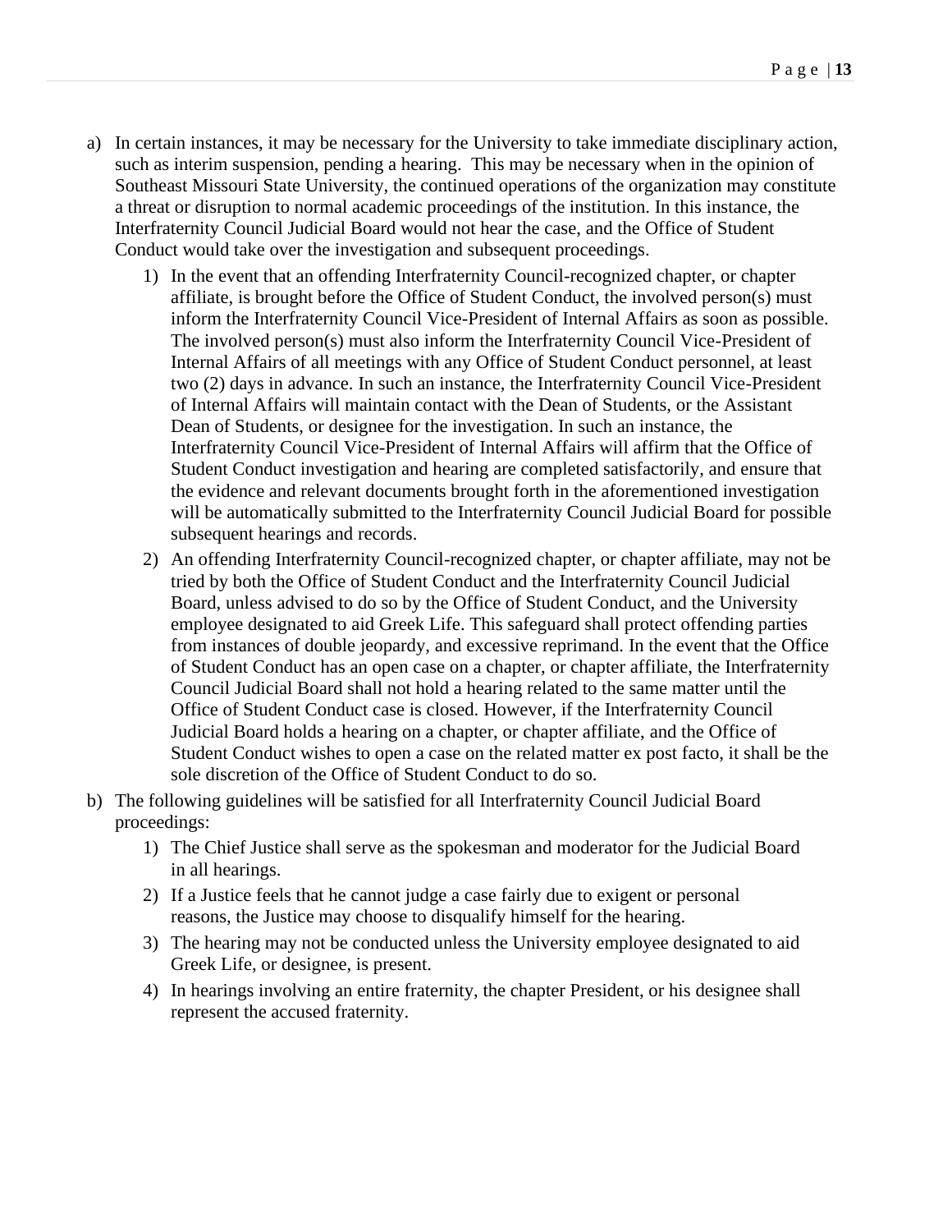a) In certain instances, it may be necessary for the University to take immediate disciplinary action, such as interim suspension, pending a hearing. This may be necessary when in the opinion of Southeast Missouri State University, the continued operations of the organization may constitute a threat or disruption to normal academic proceedings of the institution. In this instance, the Interfraternity Council Judicial Board would not hear the case, and the Office of Student Conduct would take over the investigation and subsequent proceedings.
    1) In the event that an offending Interfraternity Council-recognized chapter, or chapter affiliate, is brought before the Office of Student Conduct, the involved person(s) must inform the Interfraternity Council Vice-President of Internal Affairs as soon as possible. The involved person(s) must also inform the Interfraternity Council Vice-President of Internal Affairs of all meetings with any Office of Student Conduct personnel, at least two (2) days in advance. In such an instance, the Interfraternity Council Vice-President of Internal Affairs will maintain contact with the Dean of Students, or the Assistant Dean of Students, or designee for the investigation. In such an instance, the Interfraternity Council Vice-President of Internal Affairs will affirm that the Office of Student Conduct investigation and hearing are completed satisfactorily, and ensure that the evidence and relevant documents brought forth in the aforementioned investigation will be automatically submitted to the Interfraternity Council Judicial Board for possible subsequent hearings and records.
    2) An offending Interfraternity Council-recognized chapter, or chapter affiliate, may not be tried by both the Office of Student Conduct and the Interfraternity Council Judicial Board, unless advised to do so by the Office of Student Conduct, and the University employee designated to aid Greek Life. This safeguard shall protect offending parties from instances of double jeopardy, and excessive reprimand. In the event that the Office of Student Conduct has an open case on a chapter, or chapter affiliate, the Interfraternity Council Judicial Board shall not hold a hearing related to the same matter until the Office of Student Conduct case is closed. However, if the Interfraternity Council Judicial Board holds a hearing on a chapter, or chapter affiliate, and the Office of Student Conduct wishes to open a case on the related matter ex post facto, it shall be the sole discretion of the Office of Student Conduct to do so.
b) The following guidelines will be satisfied for all Interfraternity Council Judicial Board proceedings:
    1) The Chief Justice shall serve as the spokesman and moderator for the Judicial Board in all hearings.
    2) If a Justice feels that he cannot judge a case fairly due to exigent or personal reasons, the Justice may choose to disqualify himself for the hearing.
    3) The hearing may not be conducted unless the University employee designated to aid Greek Life, or designee, is present.
    4) In hearings involving an entire fraternity, the chapter President, or his designee shall represent the accused fraternity.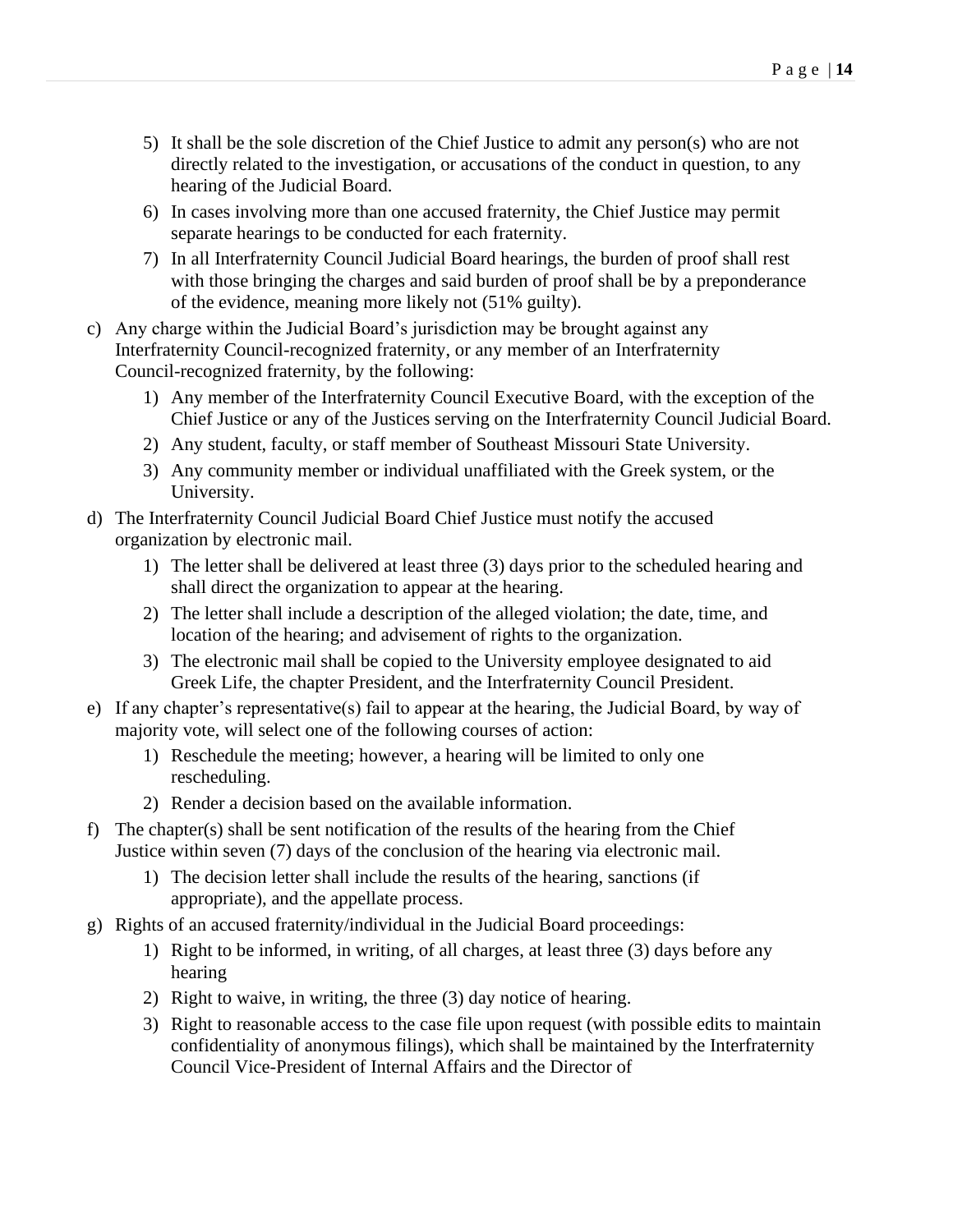5) It shall be the sole discretion of the Chief Justice to admit any person(s) who are not directly related to the investigation, or accusations of the conduct in question, to any hearing of the Judicial Board.
6) In cases involving more than one accused fraternity, the Chief Justice may permit separate hearings to be conducted for each fraternity.
7) In all Interfraternity Council Judicial Board hearings, the burden of proof shall rest with those bringing the charges and said burden of proof shall be by a preponderance of the evidence, meaning more likely not (51% guilty).

c) Any charge within the Judicial Board's jurisdiction may be brought against any Interfraternity Council-recognized fraternity, or any member of an Interfraternity Council-recognized fraternity, by the following:
    1) Any member of the Interfraternity Council Executive Board, with the exception of the Chief Justice or any of the Justices serving on the Interfraternity Council Judicial Board.
    2) Any student, faculty, or staff member of Southeast Missouri State University.
    3) Any community member or individual unaffiliated with the Greek system, or the University.

d) The Interfraternity Council Judicial Board Chief Justice must notify the accused organization by electronic mail.
    1) The letter shall be delivered at least three (3) days prior to the scheduled hearing and shall direct the organization to appear at the hearing.
    2) The letter shall include a description of the alleged violation; the date, time, and location of the hearing; and advisement of rights to the organization.
    3) The electronic mail shall be copied to the University employee designated to aid Greek Life, the chapter President, and the Interfraternity Council President.

e) If any chapter's representative(s) fail to appear at the hearing, the Judicial Board, by way of majority vote, will select one of the following courses of action:
    1) Reschedule the meeting; however, a hearing will be limited to only one rescheduling.
    2) Render a decision based on the available information.

f) The chapter(s) shall be sent notification of the results of the hearing from the Chief Justice within seven (7) days of the conclusion of the hearing via electronic mail.
    1) The decision letter shall include the results of the hearing, sanctions (if appropriate), and the appellate process.

g) Rights of an accused fraternity/individual in the Judicial Board proceedings:
    1) Right to be informed, in writing, of all charges, at least three (3) days before any hearing
    2) Right to waive, in writing, the three (3) day notice of hearing.
    3) Right to reasonable access to the case file upon request (with possible edits to maintain confidentiality of anonymous filings), which shall be maintained by the Interfraternity Council Vice-President of Internal Affairs and the Director of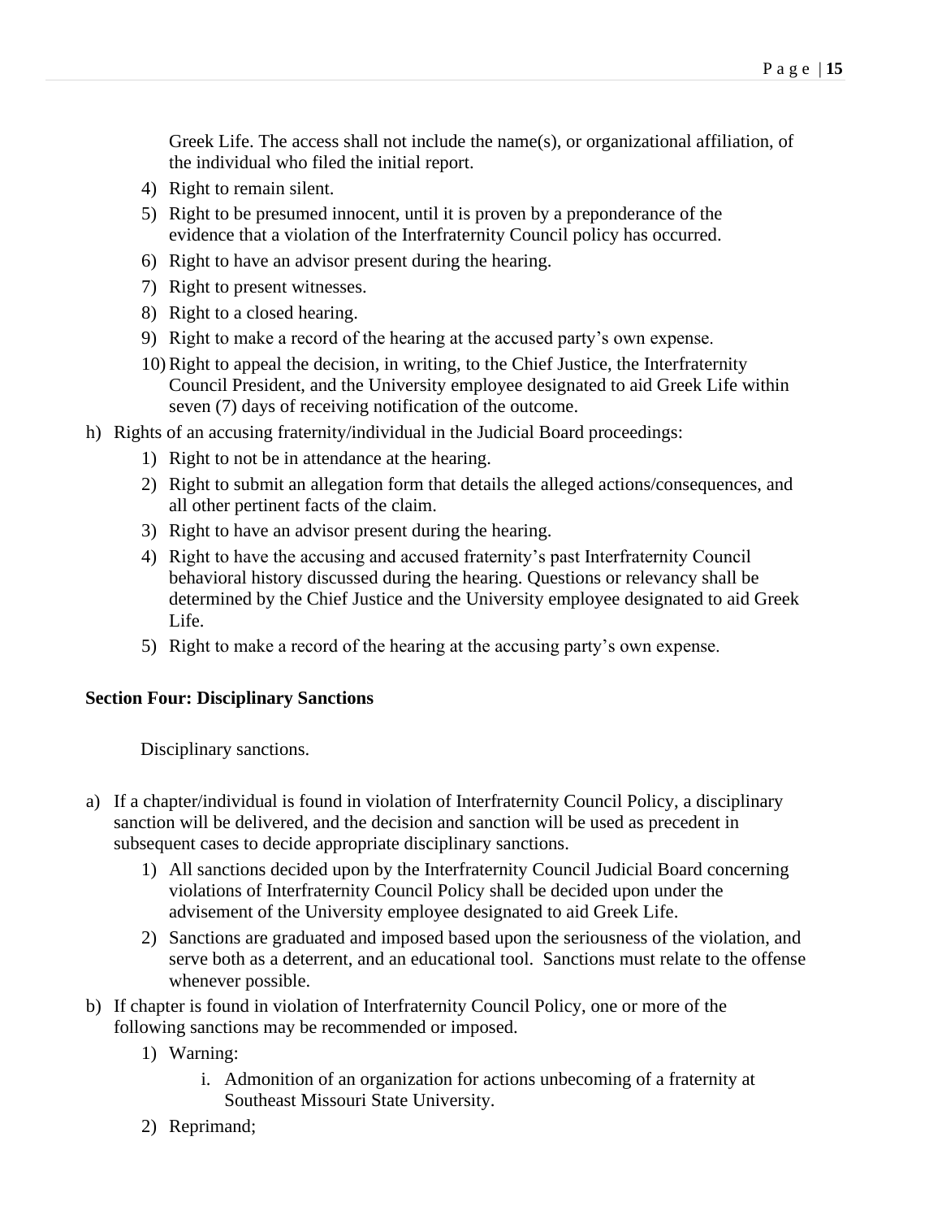Greek Life. The access shall not include the name(s), or organizational affiliation, of the individual who filed the initial report.

4) Right to remain silent.
5) Right to be presumed innocent, until it is proven by a preponderance of the evidence that a violation of the Interfraternity Council policy has occurred.
6) Right to have an advisor present during the hearing.
7) Right to present witnesses.
8) Right to a closed hearing.
9) Right to make a record of the hearing at the accused party's own expense.
10) Right to appeal the decision, in writing, to the Chief Justice, the Interfraternity Council President, and the University employee designated to aid Greek Life within seven (7) days of receiving notification of the outcome.

h) Rights of an accusing fraternity/individual in the Judicial Board proceedings:
   1) Right to not be in attendance at the hearing.
   2) Right to submit an allegation form that details the alleged actions/consequences, and all other pertinent facts of the claim.
   3) Right to have an advisor present during the hearing.
   4) Right to have the accusing and accused fraternity's past Interfraternity Council behavioral history discussed during the hearing. Questions or relevancy shall be determined by the Chief Justice and the University employee designated to aid Greek Life.
   5) Right to make a record of the hearing at the accusing party's own expense.

**Section Four: Disciplinary Sanctions**

Disciplinary sanctions.

a) If a chapter/individual is found in violation of Interfraternity Council Policy, a disciplinary sanction will be delivered, and the decision and sanction will be used as precedent in subsequent cases to decide appropriate disciplinary sanctions.
   1) All sanctions decided upon by the Interfraternity Council Judicial Board concerning violations of Interfraternity Council Policy shall be decided upon under the advisement of the University employee designated to aid Greek Life.
   2) Sanctions are graduated and imposed based upon the seriousness of the violation, and serve both as a deterrent, and an educational tool. Sanctions must relate to the offense whenever possible.

b) If chapter is found in violation of Interfraternity Council Policy, one or more of the following sanctions may be recommended or imposed.
   1) Warning:
      i. Admonition of an organization for actions unbecoming of a fraternity at Southeast Missouri State University.
   2) Reprimand;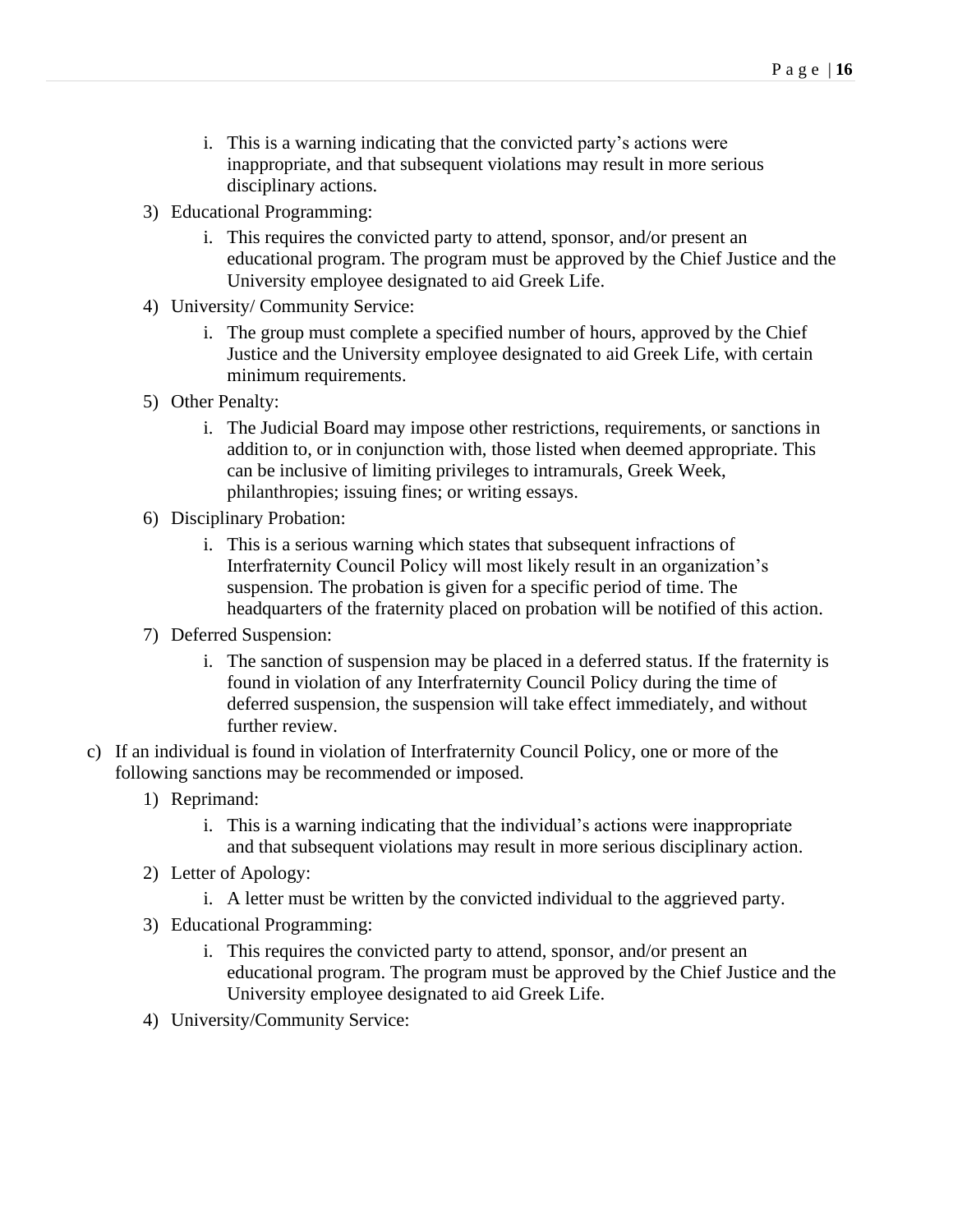i. This is a warning indicating that the convicted party's actions were inappropriate, and that subsequent violations may result in more serious disciplinary actions.

3) Educational Programming:
   i. This requires the convicted party to attend, sponsor, and/or present an educational program. The program must be approved by the Chief Justice and the University employee designated to aid Greek Life.
4) University/ Community Service:
   i. The group must complete a specified number of hours, approved by the Chief Justice and the University employee designated to aid Greek Life, with certain minimum requirements.
5) Other Penalty:
   i. The Judicial Board may impose other restrictions, requirements, or sanctions in addition to, or in conjunction with, those listed when deemed appropriate. This can be inclusive of limiting privileges to intramurals, Greek Week, philanthropies; issuing fines; or writing essays.
6) Disciplinary Probation:
   i. This is a serious warning which states that subsequent infractions of Interfraternity Council Policy will most likely result in an organization's suspension. The probation is given for a specific period of time. The headquarters of the fraternity placed on probation will be notified of this action.
7) Deferred Suspension:
   i. The sanction of suspension may be placed in a deferred status. If the fraternity is found in violation of any Interfraternity Council Policy during the time of deferred suspension, the suspension will take effect immediately, and without further review.

c) If an individual is found in violation of Interfraternity Council Policy, one or more of the following sanctions may be recommended or imposed.
   1) Reprimand:
      i. This is a warning indicating that the individual's actions were inappropriate and that subsequent violations may result in more serious disciplinary action.
   2) Letter of Apology:
      i. A letter must be written by the convicted individual to the aggrieved party.
   3) Educational Programming:
      i. This requires the convicted party to attend, sponsor, and/or present an educational program. The program must be approved by the Chief Justice and the University employee designated to aid Greek Life.
   4) University/Community Service: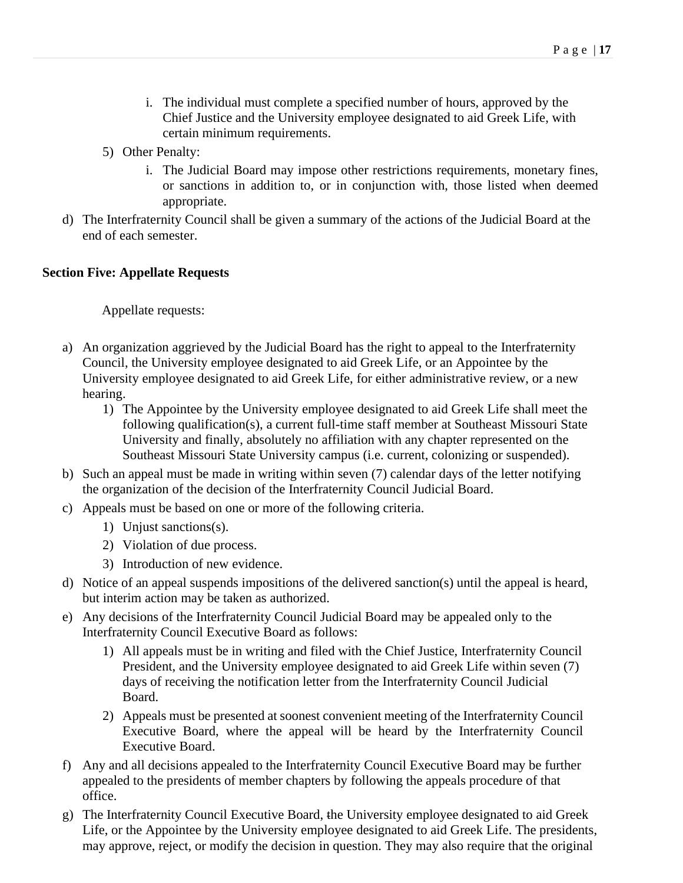i. The individual must complete a specified number of hours, approved by the Chief Justice and the University employee designated to aid Greek Life, with certain minimum requirements.

5) Other Penalty:
   i. The Judicial Board may impose other restrictions requirements, monetary fines, or sanctions in addition to, or in conjunction with, those listed when deemed appropriate.

d) The Interfraternity Council shall be given a summary of the actions of the Judicial Board at the end of each semester.

**Section Five: Appellate Requests**

Appellate requests:

a) An organization aggrieved by the Judicial Board has the right to appeal to the Interfraternity Council, the University employee designated to aid Greek Life, or an Appointee by the University employee designated to aid Greek Life, for either administrative review, or a new hearing.
   1) The Appointee by the University employee designated to aid Greek Life shall meet the following qualification(s), a current full-time staff member at Southeast Missouri State University and finally, absolutely no affiliation with any chapter represented on the Southeast Missouri State University campus (i.e. current, colonizing or suspended).

b) Such an appeal must be made in writing within seven (7) calendar days of the letter notifying the organization of the decision of the Interfraternity Council Judicial Board.

c) Appeals must be based on one or more of the following criteria.
   1) Unjust sanctions(s).
   2) Violation of due process.
   3) Introduction of new evidence.

d) Notice of an appeal suspends impositions of the delivered sanction(s) until the appeal is heard, but interim action may be taken as authorized.

e) Any decisions of the Interfraternity Council Judicial Board may be appealed only to the Interfraternity Council Executive Board as follows:
   1) All appeals must be in writing and filed with the Chief Justice, Interfraternity Council President, and the University employee designated to aid Greek Life within seven (7) days of receiving the notification letter from the Interfraternity Council Judicial Board.
   2) Appeals must be presented at soonest convenient meeting of the Interfraternity Council Executive Board, where the appeal will be heard by the Interfraternity Council Executive Board.

f) Any and all decisions appealed to the Interfraternity Council Executive Board may be further appealed to the presidents of member chapters by following the appeals procedure of that office.

g) The Interfraternity Council Executive Board, the University employee designated to aid Greek Life, or the Appointee by the University employee designated to aid Greek Life. The presidents, may approve, reject, or modify the decision in question. They may also require that the original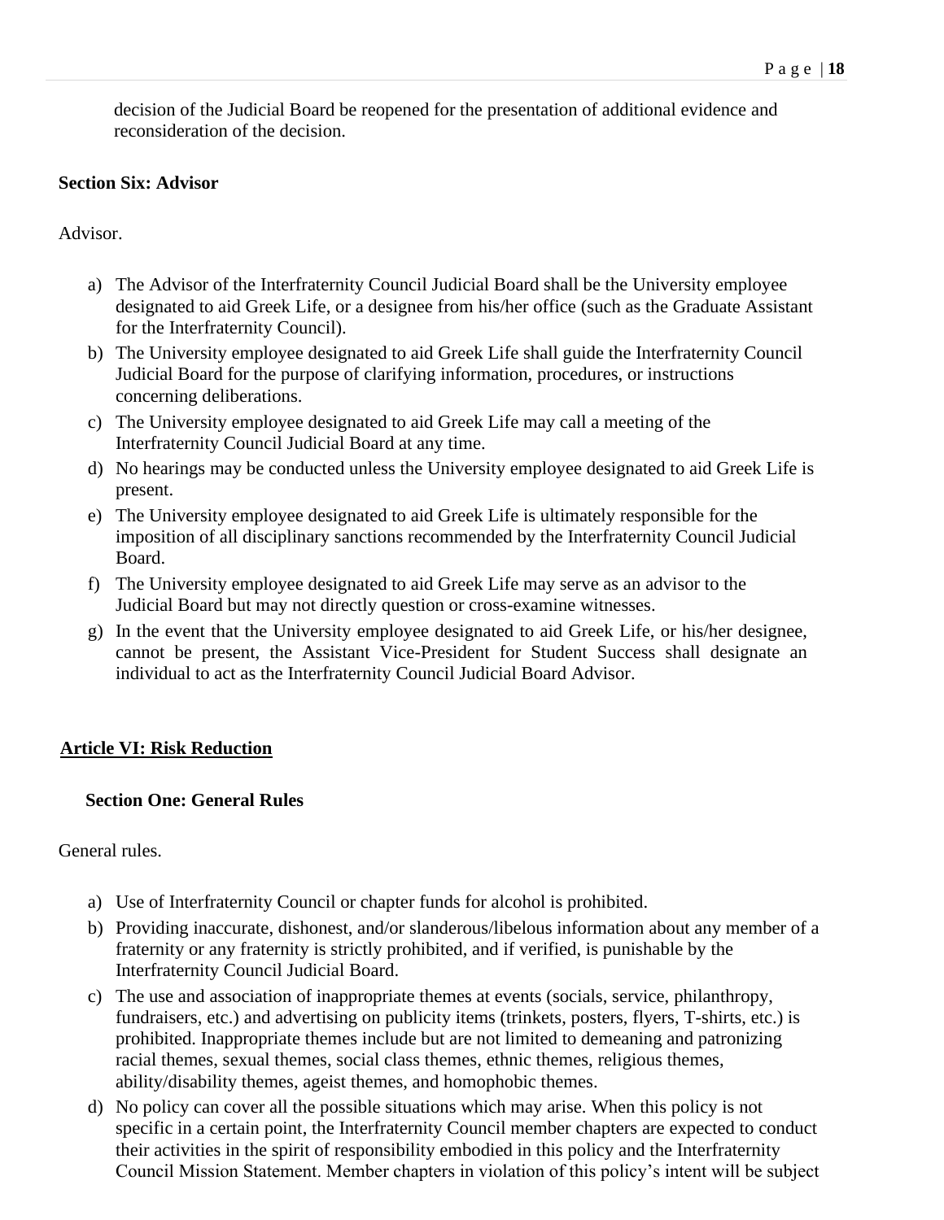decision of the Judicial Board be reopened for the presentation of additional evidence and reconsideration of the decision.

**Section Six: Advisor**

Advisor.

a) The Advisor of the Interfraternity Council Judicial Board shall be the University employee designated to aid Greek Life, or a designee from his/her office (such as the Graduate Assistant for the Interfraternity Council).
b) The University employee designated to aid Greek Life shall guide the Interfraternity Council Judicial Board for the purpose of clarifying information, procedures, or instructions concerning deliberations.
c) The University employee designated to aid Greek Life may call a meeting of the Interfraternity Council Judicial Board at any time.
d) No hearings may be conducted unless the University employee designated to aid Greek Life is present.
e) The University employee designated to aid Greek Life is ultimately responsible for the imposition of all disciplinary sanctions recommended by the Interfraternity Council Judicial Board.
f) The University employee designated to aid Greek Life may serve as an advisor to the Judicial Board but may not directly question or cross-examine witnesses.
g) In the event that the University employee designated to aid Greek Life, or his/her designee, cannot be present, the Assistant Vice-President for Student Success shall designate an individual to act as the Interfraternity Council Judicial Board Advisor.

## Article VI: Risk Reduction

**Section One: General Rules**

General rules.

a) Use of Interfraternity Council or chapter funds for alcohol is prohibited.
b) Providing inaccurate, dishonest, and/or slanderous/libelous information about any member of a fraternity or any fraternity is strictly prohibited, and if verified, is punishable by the Interfraternity Council Judicial Board.
c) The use and association of inappropriate themes at events (socials, service, philanthropy, fundraisers, etc.) and advertising on publicity items (trinkets, posters, flyers, T-shirts, etc.) is prohibited. Inappropriate themes include but are not limited to demeaning and patronizing racial themes, sexual themes, social class themes, ethnic themes, religious themes, ability/disability themes, ageist themes, and homophobic themes.
d) No policy can cover all the possible situations which may arise. When this policy is not specific in a certain point, the Interfraternity Council member chapters are expected to conduct their activities in the spirit of responsibility embodied in this policy and the Interfraternity Council Mission Statement. Member chapters in violation of this policy's intent will be subject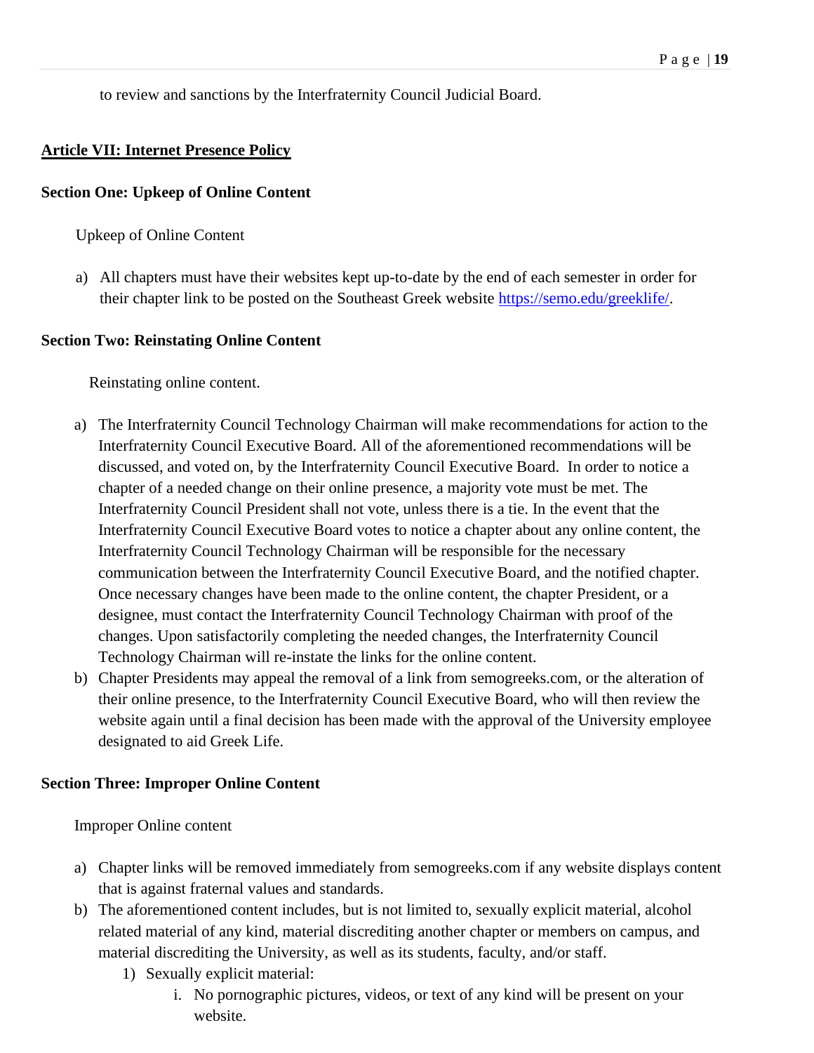to review and sanctions by the Interfraternity Council Judicial Board.

## Article VII: Internet Presence Policy

### Section One: Upkeep of Online Content

Upkeep of Online Content

a) All chapters must have their websites kept up-to-date by the end of each semester in order for their chapter link to be posted on the Southeast Greek website https://semo.edu/greeklife/.

### Section Two: Reinstating Online Content

Reinstating online content.

a) The Interfraternity Council Technology Chairman will make recommendations for action to the Interfraternity Council Executive Board. All of the aforementioned recommendations will be discussed, and voted on, by the Interfraternity Council Executive Board. In order to notice a chapter of a needed change on their online presence, a majority vote must be met. The Interfraternity Council President shall not vote, unless there is a tie. In the event that the Interfraternity Council Executive Board votes to notice a chapter about any online content, the Interfraternity Council Technology Chairman will be responsible for the necessary communication between the Interfraternity Council Executive Board, and the notified chapter. Once necessary changes have been made to the online content, the chapter President, or a designee, must contact the Interfraternity Council Technology Chairman with proof of the changes. Upon satisfactorily completing the needed changes, the Interfraternity Council Technology Chairman will re-instate the links for the online content.
b) Chapter Presidents may appeal the removal of a link from semogreeks.com, or the alteration of their online presence, to the Interfraternity Council Executive Board, who will then review the website again until a final decision has been made with the approval of the University employee designated to aid Greek Life.

### Section Three: Improper Online Content

Improper Online content

a) Chapter links will be removed immediately from semogreeks.com if any website displays content that is against fraternal values and standards.
b) The aforementioned content includes, but is not limited to, sexually explicit material, alcohol related material of any kind, material discrediting another chapter or members on campus, and material discrediting the University, as well as its students, faculty, and/or staff.
   1) Sexually explicit material:
      i. No pornographic pictures, videos, or text of any kind will be present on your website.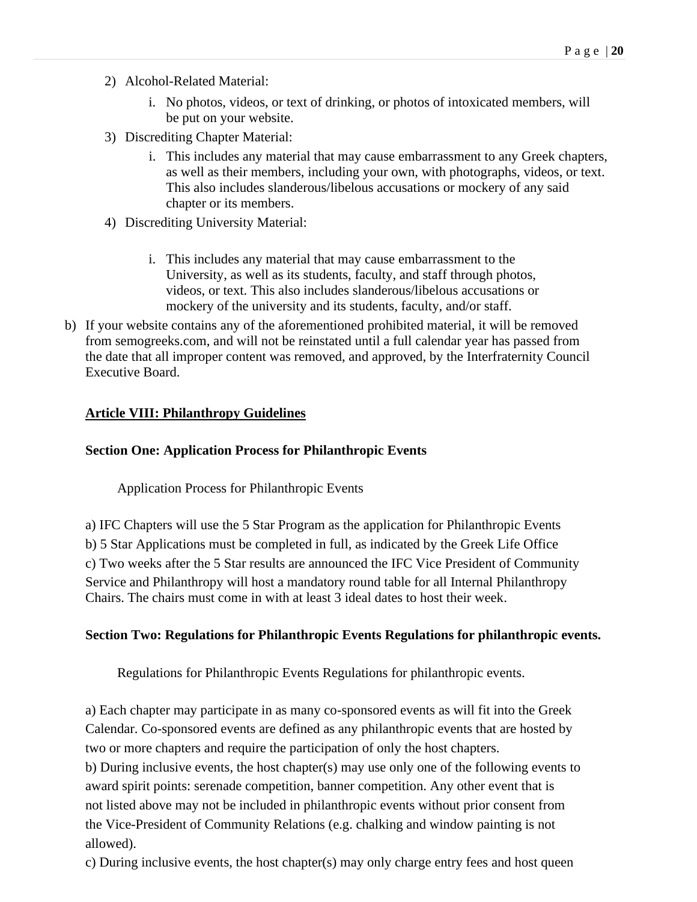2) Alcohol-Related Material:

    i. No photos, videos, or text of drinking, or photos of intoxicated members, will be put on your website.

3) Discrediting Chapter Material:

    i. This includes any material that may cause embarrassment to any Greek chapters, as well as their members, including your own, with photographs, videos, or text. This also includes slanderous/libelous accusations or mockery of any said chapter or its members.

4) Discrediting University Material:

    i. This includes any material that may cause embarrassment to the University, as well as its students, faculty, and staff through photos, videos, or text. This also includes slanderous/libelous accusations or mockery of the university and its students, faculty, and/or staff.

b) If your website contains any of the aforementioned prohibited material, it will be removed from semogreeks.com, and will not be reinstated until a full calendar year has passed from the date that all improper content was removed, and approved, by the Interfraternity Council Executive Board.

## Article VIII: Philanthropy Guidelines

### Section One: Application Process for Philanthropic Events

Application Process for Philanthropic Events

a) IFC Chapters will use the 5 Star Program as the application for Philanthropic Events

b) 5 Star Applications must be completed in full, as indicated by the Greek Life Office

c) Two weeks after the 5 Star results are announced the IFC Vice President of Community Service and Philanthropy will host a mandatory round table for all Internal Philanthropy Chairs. The chairs must come in with at least 3 ideal dates to host their week.

### Section Two: Regulations for Philanthropic Events Regulations for philanthropic events.

Regulations for Philanthropic Events Regulations for philanthropic events.

a) Each chapter may participate in as many co-sponsored events as will fit into the Greek Calendar. Co-sponsored events are defined as any philanthropic events that are hosted by two or more chapters and require the participation of only the host chapters.

b) During inclusive events, the host chapter(s) may use only one of the following events to award spirit points: serenade competition, banner competition. Any other event that is not listed above may not be included in philanthropic events without prior consent from the Vice-President of Community Relations (e.g. chalking and window painting is not allowed).

c) During inclusive events, the host chapter(s) may only charge entry fees and host queen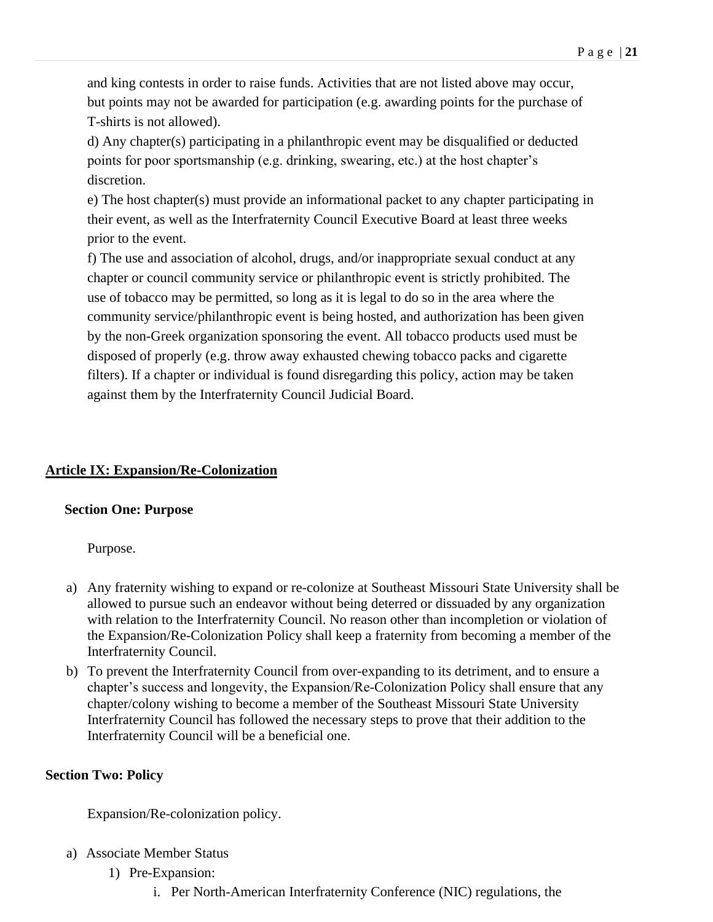and king contests in order to raise funds. Activities that are not listed above may occur, but points may not be awarded for participation (e.g. awarding points for the purchase of T-shirts is not allowed).

d) Any chapter(s) participating in a philanthropic event may be disqualified or deducted points for poor sportsmanship (e.g. drinking, swearing, etc.) at the host chapter's discretion.

e) The host chapter(s) must provide an informational packet to any chapter participating in their event, as well as the Interfraternity Council Executive Board at least three weeks prior to the event.

f) The use and association of alcohol, drugs, and/or inappropriate sexual conduct at any chapter or council community service or philanthropic event is strictly prohibited. The use of tobacco may be permitted, so long as it is legal to do so in the area where the community service/philanthropic event is being hosted, and authorization has been given by the non-Greek organization sponsoring the event. All tobacco products used must be disposed of properly (e.g. throw away exhausted chewing tobacco packs and cigarette filters). If a chapter or individual is found disregarding this policy, action may be taken against them by the Interfraternity Council Judicial Board.

## Article IX: Expansion/Re-Colonization

### Section One: Purpose

Purpose.

a) Any fraternity wishing to expand or re-colonize at Southeast Missouri State University shall be allowed to pursue such an endeavor without being deterred or dissuaded by any organization with relation to the Interfraternity Council. No reason other than incompletion or violation of the Expansion/Re-Colonization Policy shall keep a fraternity from becoming a member of the Interfraternity Council.

b) To prevent the Interfraternity Council from over-expanding to its detriment, and to ensure a chapter's success and longevity, the Expansion/Re-Colonization Policy shall ensure that any chapter/colony wishing to become a member of the Southeast Missouri State University Interfraternity Council has followed the necessary steps to prove that their addition to the Interfraternity Council will be a beneficial one.

### Section Two: Policy

Expansion/Re-colonization policy.

a) Associate Member Status
   1) Pre-Expansion:
      i. Per North-American Interfraternity Conference (NIC) regulations, the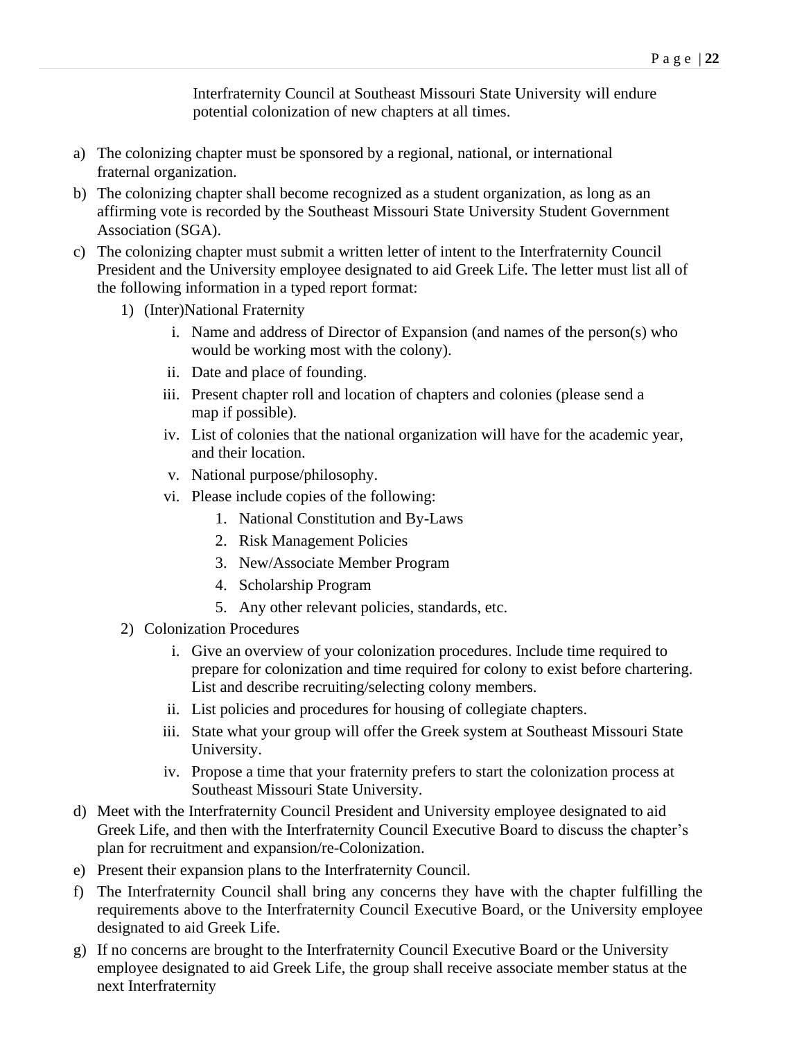Interfraternity Council at Southeast Missouri State University will endure potential colonization of new chapters at all times.

a) The colonizing chapter must be sponsored by a regional, national, or international fraternal organization.
b) The colonizing chapter shall become recognized as a student organization, as long as an affirming vote is recorded by the Southeast Missouri State University Student Government Association (SGA).
c) The colonizing chapter must submit a written letter of intent to the Interfraternity Council President and the University employee designated to aid Greek Life. The letter must list all of the following information in a typed report format:
    1) (Inter)National Fraternity
        i. Name and address of Director of Expansion (and names of the person(s) who would be working most with the colony).
        ii. Date and place of founding.
        iii. Present chapter roll and location of chapters and colonies (please send a map if possible).
        iv. List of colonies that the national organization will have for the academic year, and their location.
        v. National purpose/philosophy.
        vi. Please include copies of the following:
            1. National Constitution and By-Laws
            2. Risk Management Policies
            3. New/Associate Member Program
            4. Scholarship Program
            5. Any other relevant policies, standards, etc.
    2) Colonization Procedures
        i. Give an overview of your colonization procedures. Include time required to prepare for colonization and time required for colony to exist before chartering. List and describe recruiting/selecting colony members.
        ii. List policies and procedures for housing of collegiate chapters.
        iii. State what your group will offer the Greek system at Southeast Missouri State University.
        iv. Propose a time that your fraternity prefers to start the colonization process at Southeast Missouri State University.
d) Meet with the Interfraternity Council President and University employee designated to aid Greek Life, and then with the Interfraternity Council Executive Board to discuss the chapter's plan for recruitment and expansion/re-Colonization.
e) Present their expansion plans to the Interfraternity Council.
f) The Interfraternity Council shall bring any concerns they have with the chapter fulfilling the requirements above to the Interfraternity Council Executive Board, or the University employee designated to aid Greek Life.
g) If no concerns are brought to the Interfraternity Council Executive Board or the University employee designated to aid Greek Life, the group shall receive associate member status at the next Interfraternity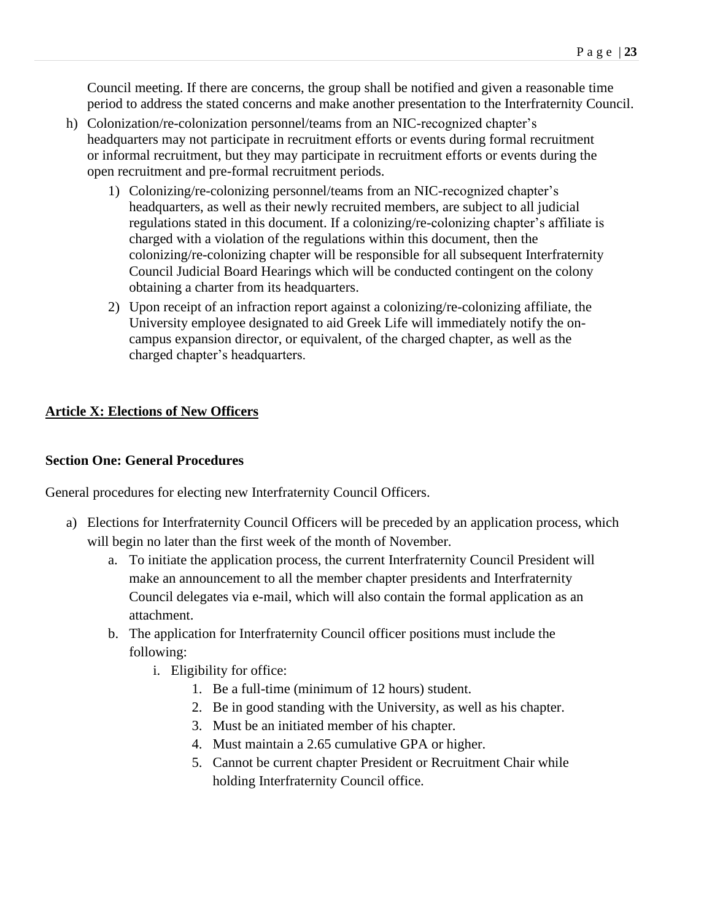Council meeting. If there are concerns, the group shall be notified and given a reasonable time period to address the stated concerns and make another presentation to the Interfraternity Council.

h) Colonization/re-colonization personnel/teams from an NIC-recognized chapter's headquarters may not participate in recruitment efforts or events during formal recruitment or informal recruitment, but they may participate in recruitment efforts or events during the open recruitment and pre-formal recruitment periods.
   1) Colonizing/re-colonizing personnel/teams from an NIC-recognized chapter's headquarters, as well as their newly recruited members, are subject to all judicial regulations stated in this document. If a colonizing/re-colonizing chapter's affiliate is charged with a violation of the regulations within this document, then the colonizing/re-colonizing chapter will be responsible for all subsequent Interfraternity Council Judicial Board Hearings which will be conducted contingent on the colony obtaining a charter from its headquarters.
   2) Upon receipt of an infraction report against a colonizing/re-colonizing affiliate, the University employee designated to aid Greek Life will immediately notify the on-campus expansion director, or equivalent, of the charged chapter, as well as the charged chapter's headquarters.

## <u>Article X: Elections of New Officers</u>

### Section One: General Procedures

General procedures for electing new Interfraternity Council Officers.

a) Elections for Interfraternity Council Officers will be preceded by an application process, which will begin no later than the first week of the month of November.
   a. To initiate the application process, the current Interfraternity Council President will make an announcement to all the member chapter presidents and Interfraternity Council delegates via e-mail, which will also contain the formal application as an attachment.
   b. The application for Interfraternity Council officer positions must include the following:
      i. Eligibility for office:
         1. Be a full-time (minimum of 12 hours) student.
         2. Be in good standing with the University, as well as his chapter.
         3. Must be an initiated member of his chapter.
         4. Must maintain a 2.65 cumulative GPA or higher.
         5. Cannot be current chapter President or Recruitment Chair while holding Interfraternity Council office.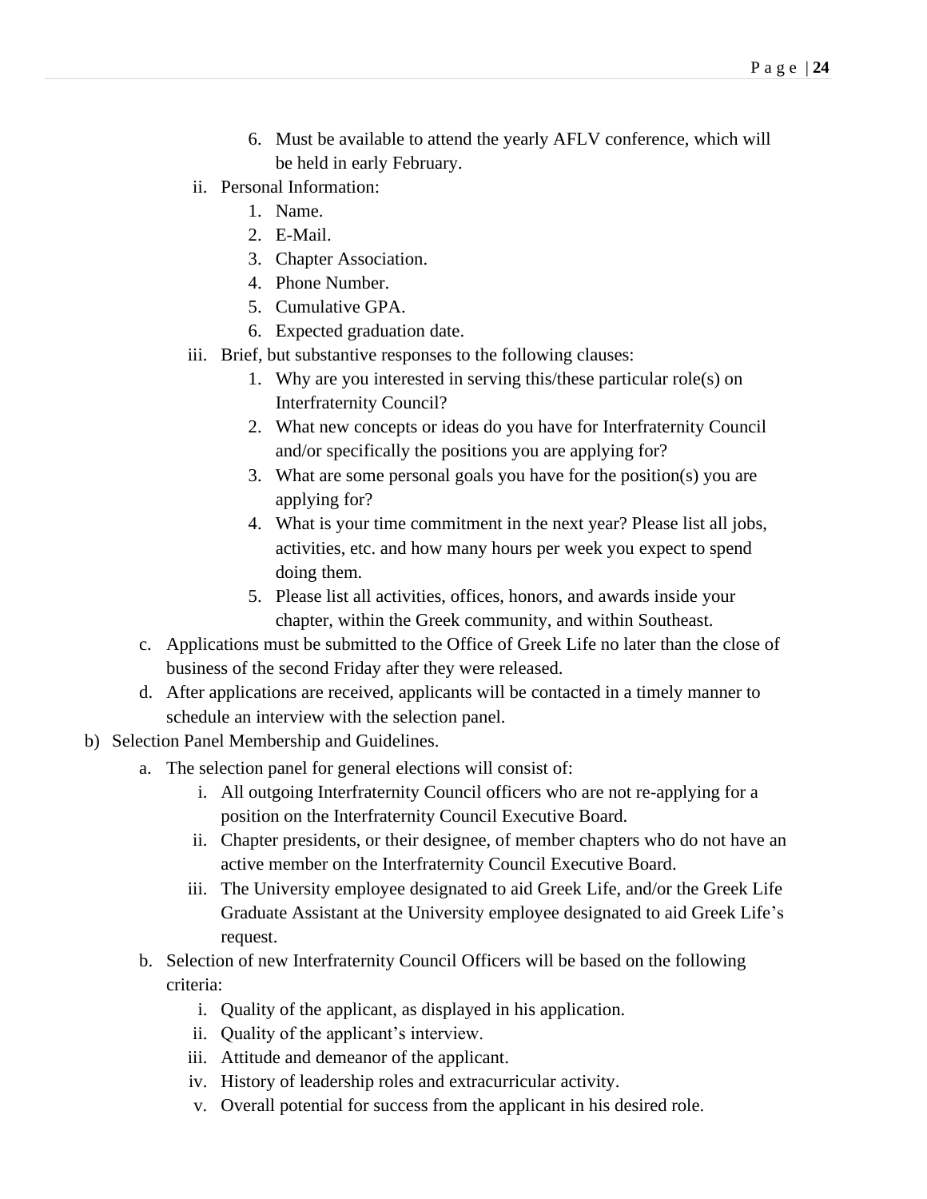6. Must be available to attend the yearly AFLV conference, which will be held in early February.

ii. Personal Information:

1. Name.
2. E-Mail.
3. Chapter Association.
4. Phone Number.
5. Cumulative GPA.
6. Expected graduation date.

iii. Brief, but substantive responses to the following clauses:

1. Why are you interested in serving this/these particular role(s) on Interfraternity Council?
2. What new concepts or ideas do you have for Interfraternity Council and/or specifically the positions you are applying for?
3. What are some personal goals you have for the position(s) you are applying for?
4. What is your time commitment in the next year? Please list all jobs, activities, etc. and how many hours per week you expect to spend doing them.
5. Please list all activities, offices, honors, and awards inside your chapter, within the Greek community, and within Southeast.

c. Applications must be submitted to the Office of Greek Life no later than the close of business of the second Friday after they were released.

d. After applications are received, applicants will be contacted in a timely manner to schedule an interview with the selection panel.

b) Selection Panel Membership and Guidelines.

a. The selection panel for general elections will consist of:

i. All outgoing Interfraternity Council officers who are not re-applying for a position on the Interfraternity Council Executive Board.

ii. Chapter presidents, or their designee, of member chapters who do not have an active member on the Interfraternity Council Executive Board.

iii. The University employee designated to aid Greek Life, and/or the Greek Life Graduate Assistant at the University employee designated to aid Greek Life's request.

b. Selection of new Interfraternity Council Officers will be based on the following criteria:

i. Quality of the applicant, as displayed in his application.

ii. Quality of the applicant's interview.

iii. Attitude and demeanor of the applicant.

iv. History of leadership roles and extracurricular activity.

v. Overall potential for success from the applicant in his desired role.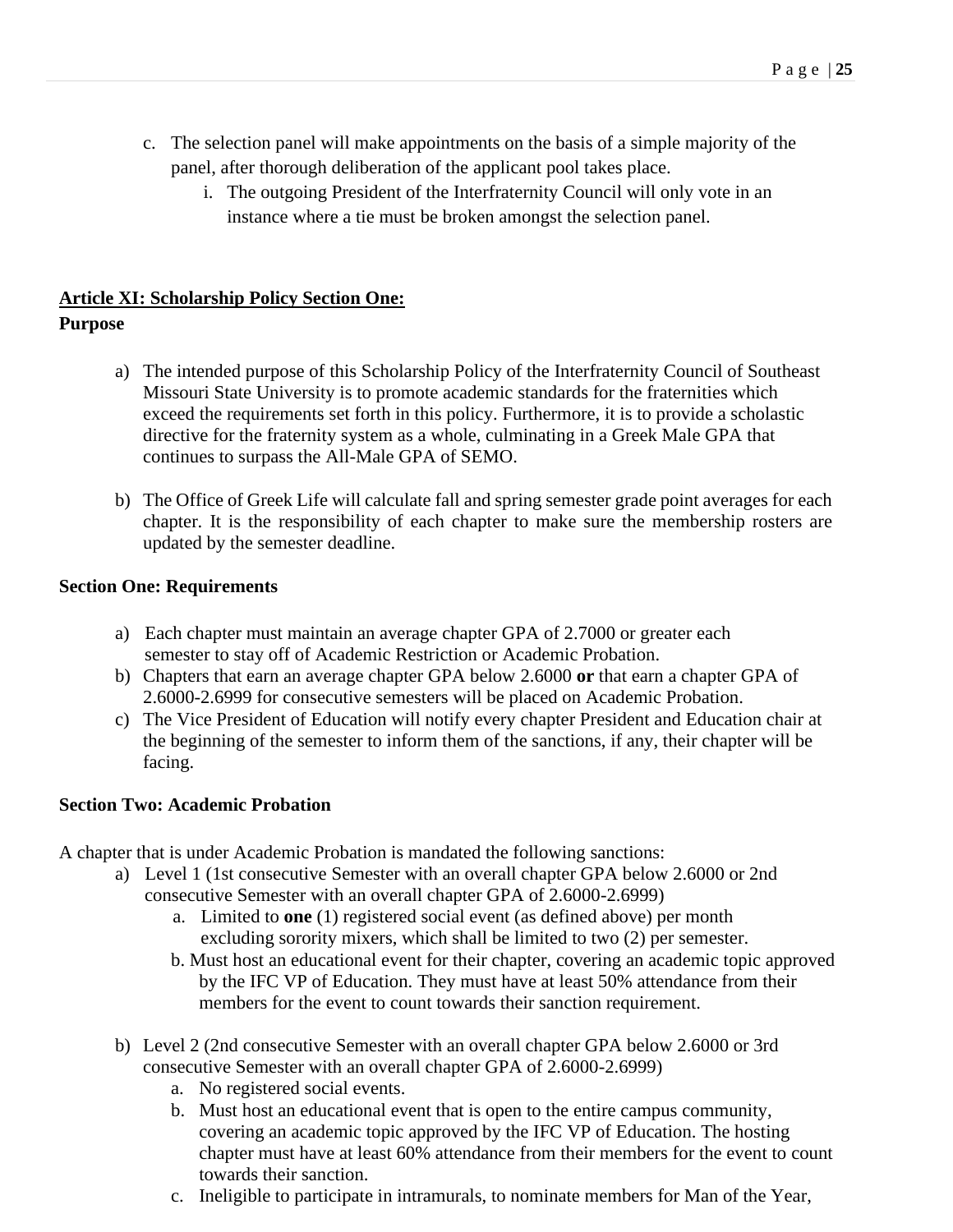c. The selection panel will make appointments on the basis of a simple majority of the panel, after thorough deliberation of the applicant pool takes place.
    i. The outgoing President of the Interfraternity Council will only vote in an instance where a tie must be broken amongst the selection panel.

**<u>Article XI: Scholarship Policy Section One:</u>**

**Purpose**

a) The intended purpose of this Scholarship Policy of the Interfraternity Council of Southeast Missouri State University is to promote academic standards for the fraternities which exceed the requirements set forth in this policy. Furthermore, it is to provide a scholastic directive for the fraternity system as a whole, culminating in a Greek Male GPA that continues to surpass the All-Male GPA of SEMO.

b) The Office of Greek Life will calculate fall and spring semester grade point averages for each chapter. It is the responsibility of each chapter to make sure the membership rosters are updated by the semester deadline.

**Section One: Requirements**

a) Each chapter must maintain an average chapter GPA of 2.7000 or greater each semester to stay off of Academic Restriction or Academic Probation.
b) Chapters that earn an average chapter GPA below 2.6000 **or** that earn a chapter GPA of 2.6000-2.6999 for consecutive semesters will be placed on Academic Probation.
c) The Vice President of Education will notify every chapter President and Education chair at the beginning of the semester to inform them of the sanctions, if any, their chapter will be facing.

**Section Two: Academic Probation**

A chapter that is under Academic Probation is mandated the following sanctions:

a) Level 1 (1st consecutive Semester with an overall chapter GPA below 2.6000 or 2nd consecutive Semester with an overall chapter GPA of 2.6000-2.6999)
    a. Limited to **one** (1) registered social event (as defined above) per month excluding sorority mixers, which shall be limited to two (2) per semester.
    b. Must host an educational event for their chapter, covering an academic topic approved by the IFC VP of Education. They must have at least 50% attendance from their members for the event to count towards their sanction requirement.

b) Level 2 (2nd consecutive Semester with an overall chapter GPA below 2.6000 or 3rd consecutive Semester with an overall chapter GPA of 2.6000-2.6999)
    a. No registered social events.
    b. Must host an educational event that is open to the entire campus community, covering an academic topic approved by the IFC VP of Education. The hosting chapter must have at least 60% attendance from their members for the event to count towards their sanction.
    c. Ineligible to participate in intramurals, to nominate members for Man of the Year,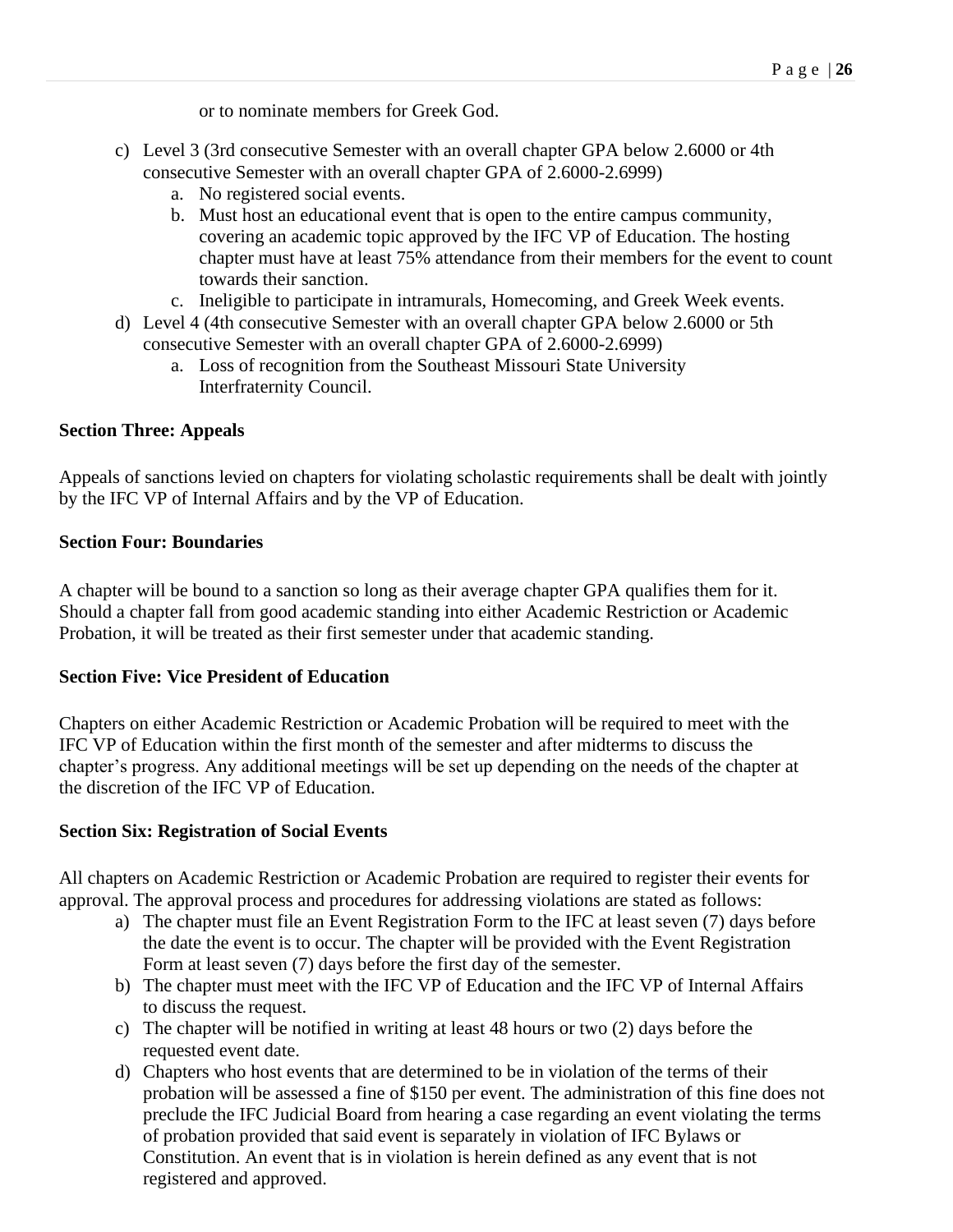or to nominate members for Greek God.

c) Level 3 (3rd consecutive Semester with an overall chapter GPA below 2.6000 or 4th consecutive Semester with an overall chapter GPA of 2.6000-2.6999)
    a. No registered social events.
    b. Must host an educational event that is open to the entire campus community, covering an academic topic approved by the IFC VP of Education. The hosting chapter must have at least 75% attendance from their members for the event to count towards their sanction.
    c. Ineligible to participate in intramurals, Homecoming, and Greek Week events.
d) Level 4 (4th consecutive Semester with an overall chapter GPA below 2.6000 or 5th consecutive Semester with an overall chapter GPA of 2.6000-2.6999)
    a. Loss of recognition from the Southeast Missouri State University Interfraternity Council.

**Section Three: Appeals**

Appeals of sanctions levied on chapters for violating scholastic requirements shall be dealt with jointly by the IFC VP of Internal Affairs and by the VP of Education.

**Section Four: Boundaries**

A chapter will be bound to a sanction so long as their average chapter GPA qualifies them for it. Should a chapter fall from good academic standing into either Academic Restriction or Academic Probation, it will be treated as their first semester under that academic standing.

**Section Five: Vice President of Education**

Chapters on either Academic Restriction or Academic Probation will be required to meet with the IFC VP of Education within the first month of the semester and after midterms to discuss the chapter's progress. Any additional meetings will be set up depending on the needs of the chapter at the discretion of the IFC VP of Education.

**Section Six: Registration of Social Events**

All chapters on Academic Restriction or Academic Probation are required to register their events for approval. The approval process and procedures for addressing violations are stated as follows:

a) The chapter must file an Event Registration Form to the IFC at least seven (7) days before the date the event is to occur. The chapter will be provided with the Event Registration Form at least seven (7) days before the first day of the semester.
b) The chapter must meet with the IFC VP of Education and the IFC VP of Internal Affairs to discuss the request.
c) The chapter will be notified in writing at least 48 hours or two (2) days before the requested event date.
d) Chapters who host events that are determined to be in violation of the terms of their probation will be assessed a fine of $150 per event. The administration of this fine does not preclude the IFC Judicial Board from hearing a case regarding an event violating the terms of probation provided that said event is separately in violation of IFC Bylaws or Constitution. An event that is in violation is herein defined as any event that is not registered and approved.